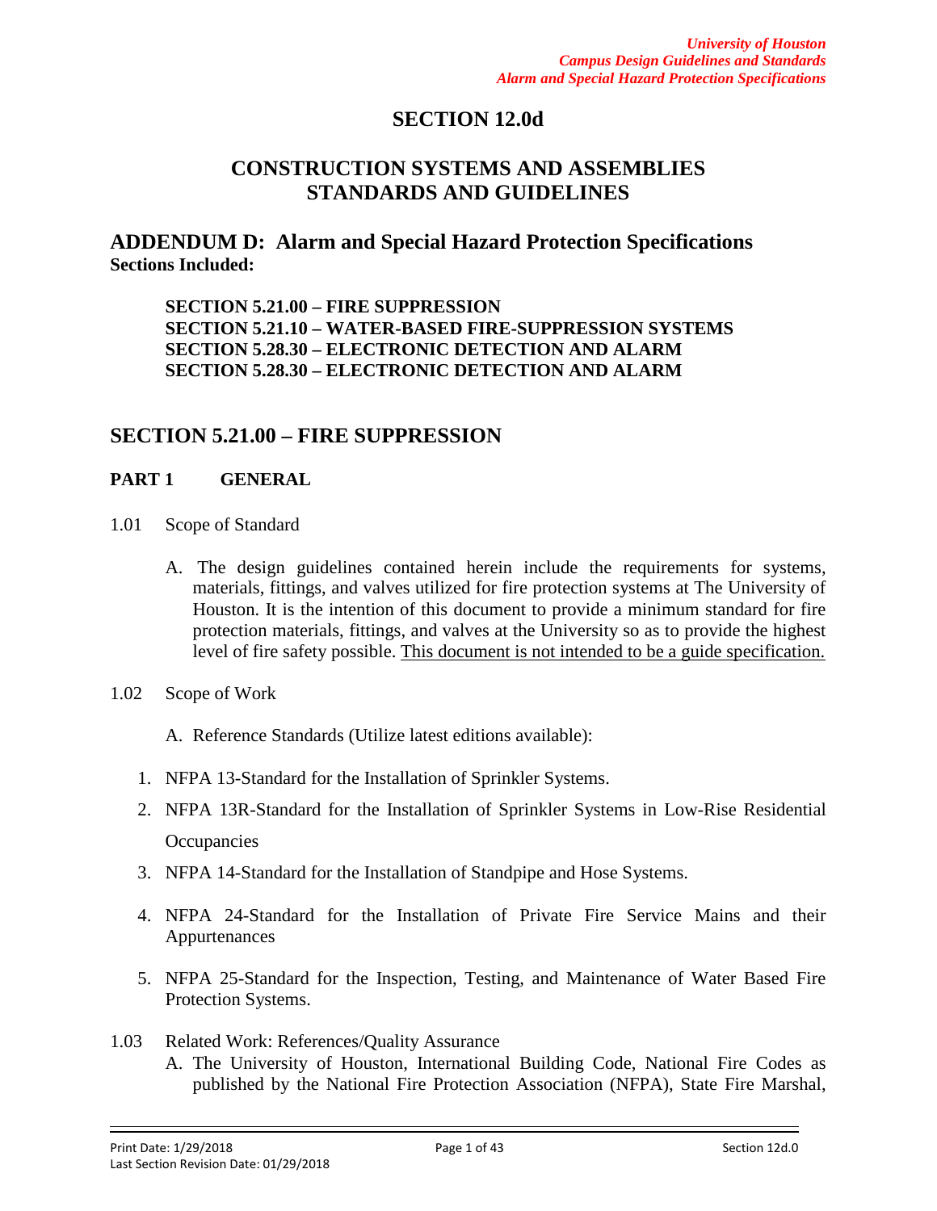# SECTION 12.0d

## CONSTRUCTION SYSTEMS AND ASSEMBLIES STANDARDS AND GUIDELINES

## ADDENDUM D: Alarm and Special Hazard Protection Specifications

**Sections Included:**

> **SECTION 5.21.00 – FIRE SUPPRESSION**
> **SECTION 5.21.10 – WATER-BASED FIRE-SUPPRESSION SYSTEMS**
> **SECTION 5.28.30 – ELECTRONIC DETECTION AND ALARM**
> **SECTION 5.28.30 – ELECTRONIC DETECTION AND ALARM**

## SECTION 5.21.00 – FIRE SUPPRESSION

### PART 1 GENERAL

1.01 Scope of Standard

A. The design guidelines contained herein include the requirements for systems, materials, fittings, and valves utilized for fire protection systems at The University of Houston. It is the intention of this document to provide a minimum standard for fire protection materials, fittings, and valves at the University so as to provide the highest level of fire safety possible. <u>This document is not intended to be a guide specification.</u>

1.02 Scope of Work

A. Reference Standards (Utilize latest editions available):

1. NFPA 13-Standard for the Installation of Sprinkler Systems.
2. NFPA 13R-Standard for the Installation of Sprinkler Systems in Low-Rise Residential Occupancies
3. NFPA 14-Standard for the Installation of Standpipe and Hose Systems.
4. NFPA 24-Standard for the Installation of Private Fire Service Mains and their Appurtenances
5. NFPA 25-Standard for the Inspection, Testing, and Maintenance of Water Based Fire Protection Systems.

1.03 Related Work: References/Quality Assurance

A. The University of Houston, International Building Code, National Fire Codes as published by the National Fire Protection Association (NFPA), State Fire Marshal,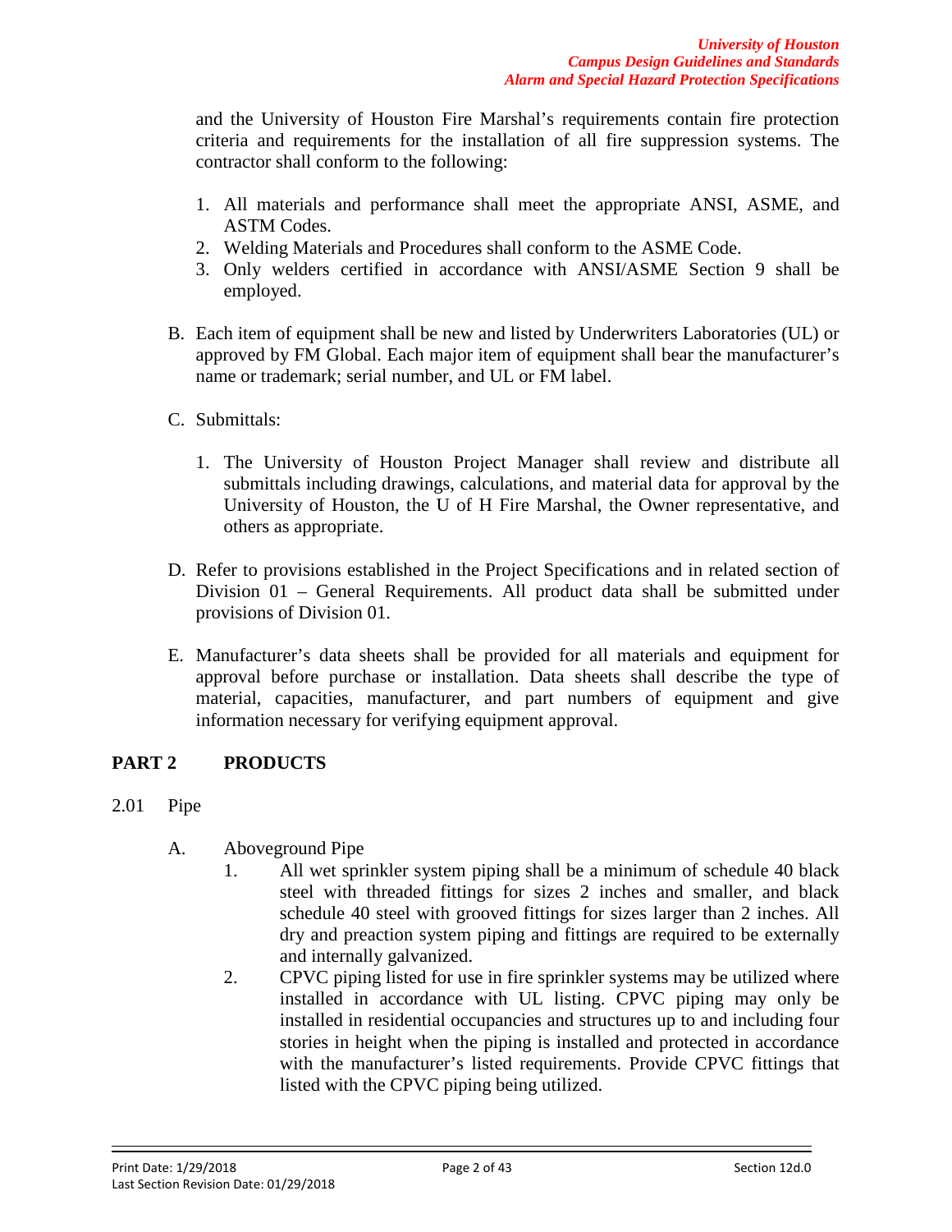and the University of Houston Fire Marshal's requirements contain fire protection criteria and requirements for the installation of all fire suppression systems. The contractor shall conform to the following:

1. All materials and performance shall meet the appropriate ANSI, ASME, and ASTM Codes.
2. Welding Materials and Procedures shall conform to the ASME Code.
3. Only welders certified in accordance with ANSI/ASME Section 9 shall be employed.

B. Each item of equipment shall be new and listed by Underwriters Laboratories (UL) or approved by FM Global. Each major item of equipment shall bear the manufacturer's name or trademark; serial number, and UL or FM label.

C. Submittals:

   1. The University of Houston Project Manager shall review and distribute all submittals including drawings, calculations, and material data for approval by the University of Houston, the U of H Fire Marshal, the Owner representative, and others as appropriate.

D. Refer to provisions established in the Project Specifications and in related section of Division 01 – General Requirements. All product data shall be submitted under provisions of Division 01.

E. Manufacturer's data sheets shall be provided for all materials and equipment for approval before purchase or installation. Data sheets shall describe the type of material, capacities, manufacturer, and part numbers of equipment and give information necessary for verifying equipment approval.

## PART 2 PRODUCTS

2.01 Pipe

A. Aboveground Pipe

   1. All wet sprinkler system piping shall be a minimum of schedule 40 black steel with threaded fittings for sizes 2 inches and smaller, and black schedule 40 steel with grooved fittings for sizes larger than 2 inches. All dry and preaction system piping and fittings are required to be externally and internally galvanized.
   2. CPVC piping listed for use in fire sprinkler systems may be utilized where installed in accordance with UL listing. CPVC piping may only be installed in residential occupancies and structures up to and including four stories in height when the piping is installed and protected in accordance with the manufacturer's listed requirements. Provide CPVC fittings that listed with the CPVC piping being utilized.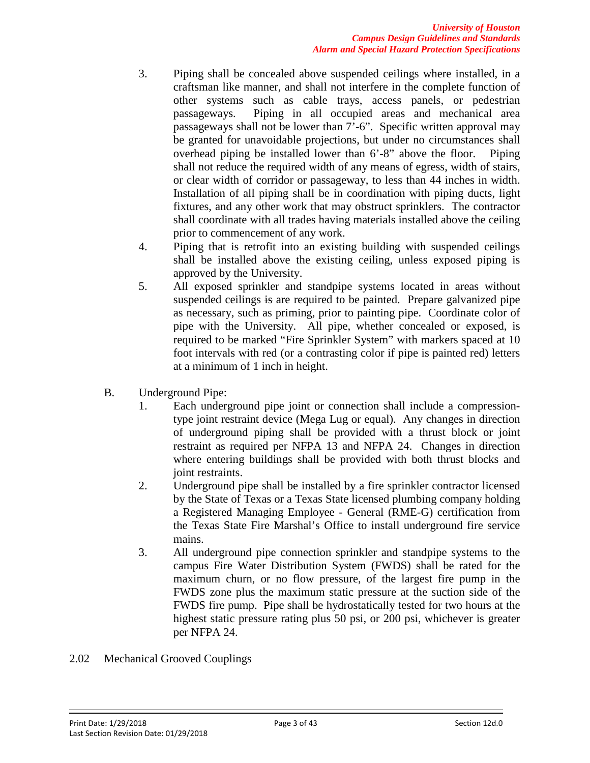3. Piping shall be concealed above suspended ceilings where installed, in a craftsman like manner, and shall not interfere in the complete function of other systems such as cable trays, access panels, or pedestrian passageways. Piping in all occupied areas and mechanical area passageways shall not be lower than 7'-6". Specific written approval may be granted for unavoidable projections, but under no circumstances shall overhead piping be installed lower than 6'-8" above the floor. Piping shall not reduce the required width of any means of egress, width of stairs, or clear width of corridor or passageway, to less than 44 inches in width. Installation of all piping shall be in coordination with piping ducts, light fixtures, and any other work that may obstruct sprinklers. The contractor shall coordinate with all trades having materials installed above the ceiling prior to commencement of any work.
4. Piping that is retrofit into an existing building with suspended ceilings shall be installed above the existing ceiling, unless exposed piping is approved by the University.
5. All exposed sprinkler and standpipe systems located in areas without suspended ceilings ~~is~~ are required to be painted. Prepare galvanized pipe as necessary, such as priming, prior to painting pipe. Coordinate color of pipe with the University. All pipe, whether concealed or exposed, is required to be marked "Fire Sprinkler System" with markers spaced at 10 foot intervals with red (or a contrasting color if pipe is painted red) letters at a minimum of 1 inch in height.

B. Underground Pipe:
1. Each underground pipe joint or connection shall include a compression-type joint restraint device (Mega Lug or equal). Any changes in direction of underground piping shall be provided with a thrust block or joint restraint as required per NFPA 13 and NFPA 24. Changes in direction where entering buildings shall be provided with both thrust blocks and joint restraints.
2. Underground pipe shall be installed by a fire sprinkler contractor licensed by the State of Texas or a Texas State licensed plumbing company holding a Registered Managing Employee - General (RME-G) certification from the Texas State Fire Marshal's Office to install underground fire service mains.
3. All underground pipe connection sprinkler and standpipe systems to the campus Fire Water Distribution System (FWDS) shall be rated for the maximum churn, or no flow pressure, of the largest fire pump in the FWDS zone plus the maximum static pressure at the suction side of the FWDS fire pump. Pipe shall be hydrostatically tested for two hours at the highest static pressure rating plus 50 psi, or 200 psi, whichever is greater per NFPA 24.

## 2.02 Mechanical Grooved Couplings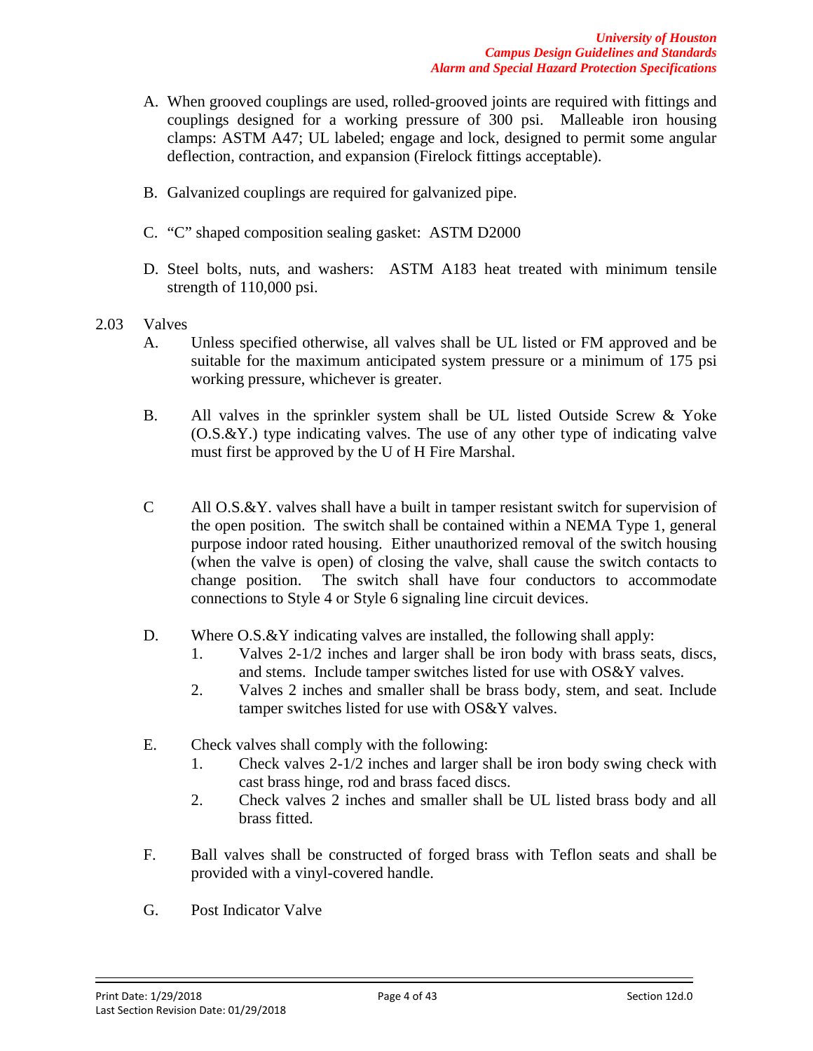A. When grooved couplings are used, rolled-grooved joints are required with fittings and couplings designed for a working pressure of 300 psi. Malleable iron housing clamps: ASTM A47; UL labeled; engage and lock, designed to permit some angular deflection, contraction, and expansion (Firelock fittings acceptable).

B. Galvanized couplings are required for galvanized pipe.

C. "C" shaped composition sealing gasket: ASTM D2000

D. Steel bolts, nuts, and washers: ASTM A183 heat treated with minimum tensile strength of 110,000 psi.

2.03 Valves

A. Unless specified otherwise, all valves shall be UL listed or FM approved and be suitable for the maximum anticipated system pressure or a minimum of 175 psi working pressure, whichever is greater.

B. All valves in the sprinkler system shall be UL listed Outside Screw & Yoke (O.S.&Y.) type indicating valves. The use of any other type of indicating valve must first be approved by the U of H Fire Marshal.

C All O.S.&Y. valves shall have a built in tamper resistant switch for supervision of the open position. The switch shall be contained within a NEMA Type 1, general purpose indoor rated housing. Either unauthorized removal of the switch housing (when the valve is open) of closing the valve, shall cause the switch contacts to change position. The switch shall have four conductors to accommodate connections to Style 4 or Style 6 signaling line circuit devices.

D. Where O.S.&Y indicating valves are installed, the following shall apply:

1. Valves 2-1/2 inches and larger shall be iron body with brass seats, discs, and stems. Include tamper switches listed for use with OS&Y valves.
2. Valves 2 inches and smaller shall be brass body, stem, and seat. Include tamper switches listed for use with OS&Y valves.

E. Check valves shall comply with the following:

1. Check valves 2-1/2 inches and larger shall be iron body swing check with cast brass hinge, rod and brass faced discs.
2. Check valves 2 inches and smaller shall be UL listed brass body and all brass fitted.

F. Ball valves shall be constructed of forged brass with Teflon seats and shall be provided with a vinyl-covered handle.

G. Post Indicator Valve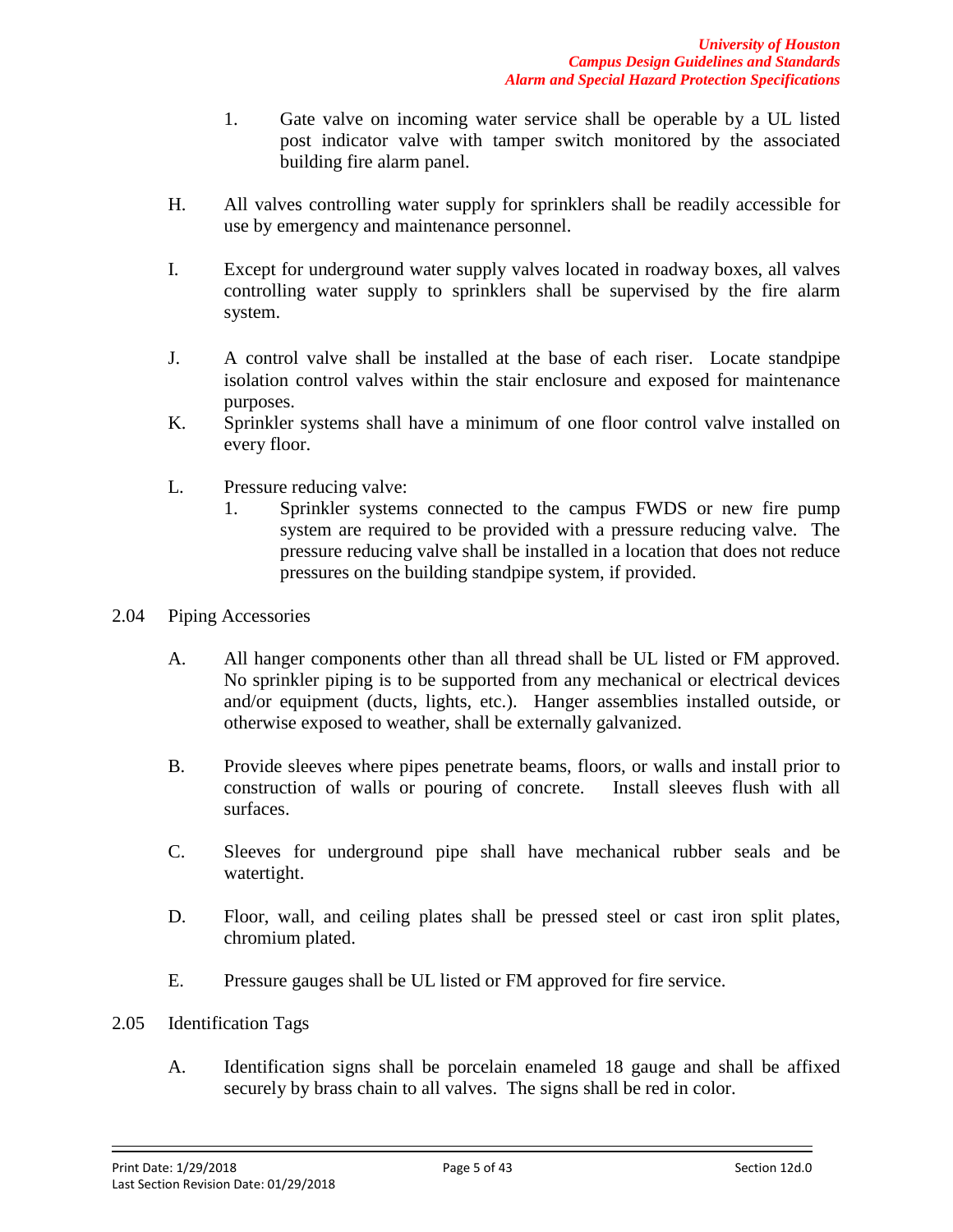1. Gate valve on incoming water service shall be operable by a UL listed post indicator valve with tamper switch monitored by the associated building fire alarm panel.

H. All valves controlling water supply for sprinklers shall be readily accessible for use by emergency and maintenance personnel.

I. Except for underground water supply valves located in roadway boxes, all valves controlling water supply to sprinklers shall be supervised by the fire alarm system.

J. A control valve shall be installed at the base of each riser. Locate standpipe isolation control valves within the stair enclosure and exposed for maintenance purposes.

K. Sprinkler systems shall have a minimum of one floor control valve installed on every floor.

L. Pressure reducing valve:

1. Sprinkler systems connected to the campus FWDS or new fire pump system are required to be provided with a pressure reducing valve. The pressure reducing valve shall be installed in a location that does not reduce pressures on the building standpipe system, if provided.

## 2.04 Piping Accessories

A. All hanger components other than all thread shall be UL listed or FM approved. No sprinkler piping is to be supported from any mechanical or electrical devices and/or equipment (ducts, lights, etc.). Hanger assemblies installed outside, or otherwise exposed to weather, shall be externally galvanized.

B. Provide sleeves where pipes penetrate beams, floors, or walls and install prior to construction of walls or pouring of concrete. Install sleeves flush with all surfaces.

C. Sleeves for underground pipe shall have mechanical rubber seals and be watertight.

D. Floor, wall, and ceiling plates shall be pressed steel or cast iron split plates, chromium plated.

E. Pressure gauges shall be UL listed or FM approved for fire service.

## 2.05 Identification Tags

A. Identification signs shall be porcelain enameled 18 gauge and shall be affixed securely by brass chain to all valves. The signs shall be red in color.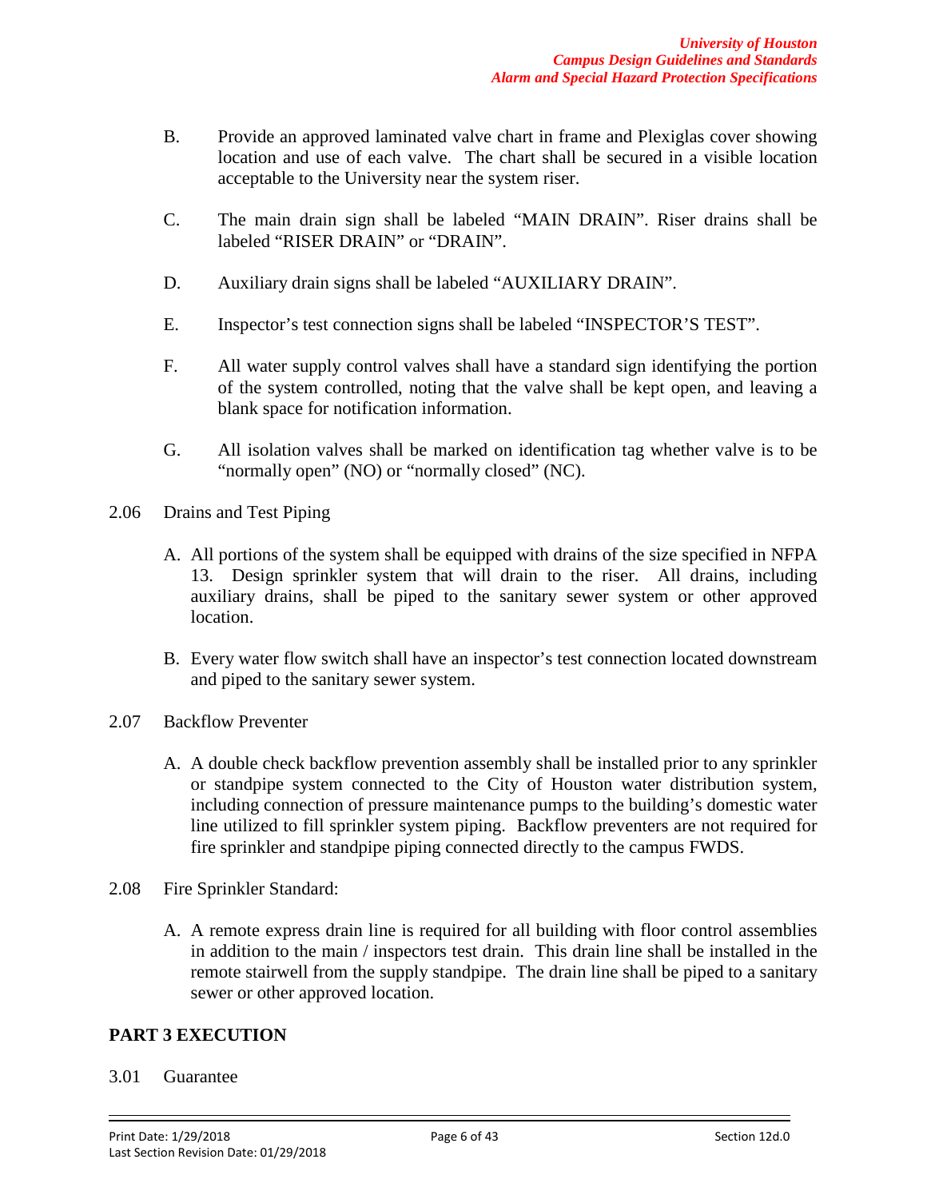B. Provide an approved laminated valve chart in frame and Plexiglas cover showing location and use of each valve. The chart shall be secured in a visible location acceptable to the University near the system riser.

C. The main drain sign shall be labeled "MAIN DRAIN". Riser drains shall be labeled "RISER DRAIN" or "DRAIN".

D. Auxiliary drain signs shall be labeled "AUXILIARY DRAIN".

E. Inspector's test connection signs shall be labeled "INSPECTOR'S TEST".

F. All water supply control valves shall have a standard sign identifying the portion of the system controlled, noting that the valve shall be kept open, and leaving a blank space for notification information.

G. All isolation valves shall be marked on identification tag whether valve is to be "normally open" (NO) or "normally closed" (NC).

2.06 Drains and Test Piping

A. All portions of the system shall be equipped with drains of the size specified in NFPA 13. Design sprinkler system that will drain to the riser. All drains, including auxiliary drains, shall be piped to the sanitary sewer system or other approved location.

B. Every water flow switch shall have an inspector's test connection located downstream and piped to the sanitary sewer system.

2.07 Backflow Preventer

A. A double check backflow prevention assembly shall be installed prior to any sprinkler or standpipe system connected to the City of Houston water distribution system, including connection of pressure maintenance pumps to the building's domestic water line utilized to fill sprinkler system piping. Backflow preventers are not required for fire sprinkler and standpipe piping connected directly to the campus FWDS.

2.08 Fire Sprinkler Standard:

A. A remote express drain line is required for all building with floor control assemblies in addition to the main / inspectors test drain. This drain line shall be installed in the remote stairwell from the supply standpipe. The drain line shall be piped to a sanitary sewer or other approved location.

## PART 3 EXECUTION

3.01 Guarantee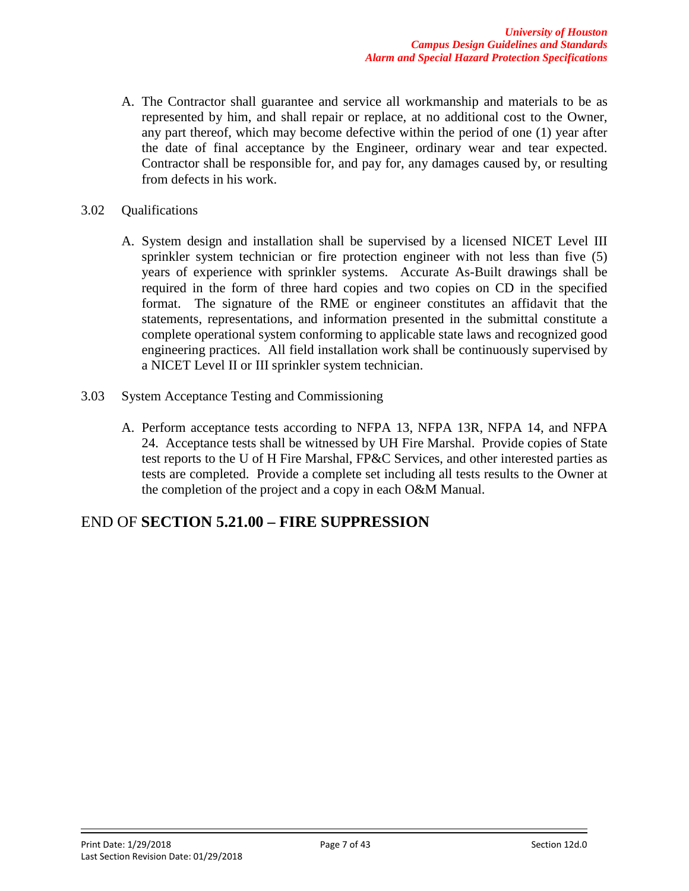A. The Contractor shall guarantee and service all workmanship and materials to be as represented by him, and shall repair or replace, at no additional cost to the Owner, any part thereof, which may become defective within the period of one (1) year after the date of final acceptance by the Engineer, ordinary wear and tear expected. Contractor shall be responsible for, and pay for, any damages caused by, or resulting from defects in his work.

3.02 Qualifications

A. System design and installation shall be supervised by a licensed NICET Level III sprinkler system technician or fire protection engineer with not less than five (5) years of experience with sprinkler systems. Accurate As-Built drawings shall be required in the form of three hard copies and two copies on CD in the specified format. The signature of the RME or engineer constitutes an affidavit that the statements, representations, and information presented in the submittal constitute a complete operational system conforming to applicable state laws and recognized good engineering practices. All field installation work shall be continuously supervised by a NICET Level II or III sprinkler system technician.

3.03 System Acceptance Testing and Commissioning

A. Perform acceptance tests according to NFPA 13, NFPA 13R, NFPA 14, and NFPA 24. Acceptance tests shall be witnessed by UH Fire Marshal. Provide copies of State test reports to the U of H Fire Marshal, FP&C Services, and other interested parties as tests are completed. Provide a complete set including all tests results to the Owner at the completion of the project and a copy in each O&M Manual.

## END OF **SECTION 5.21.00 – FIRE SUPPRESSION**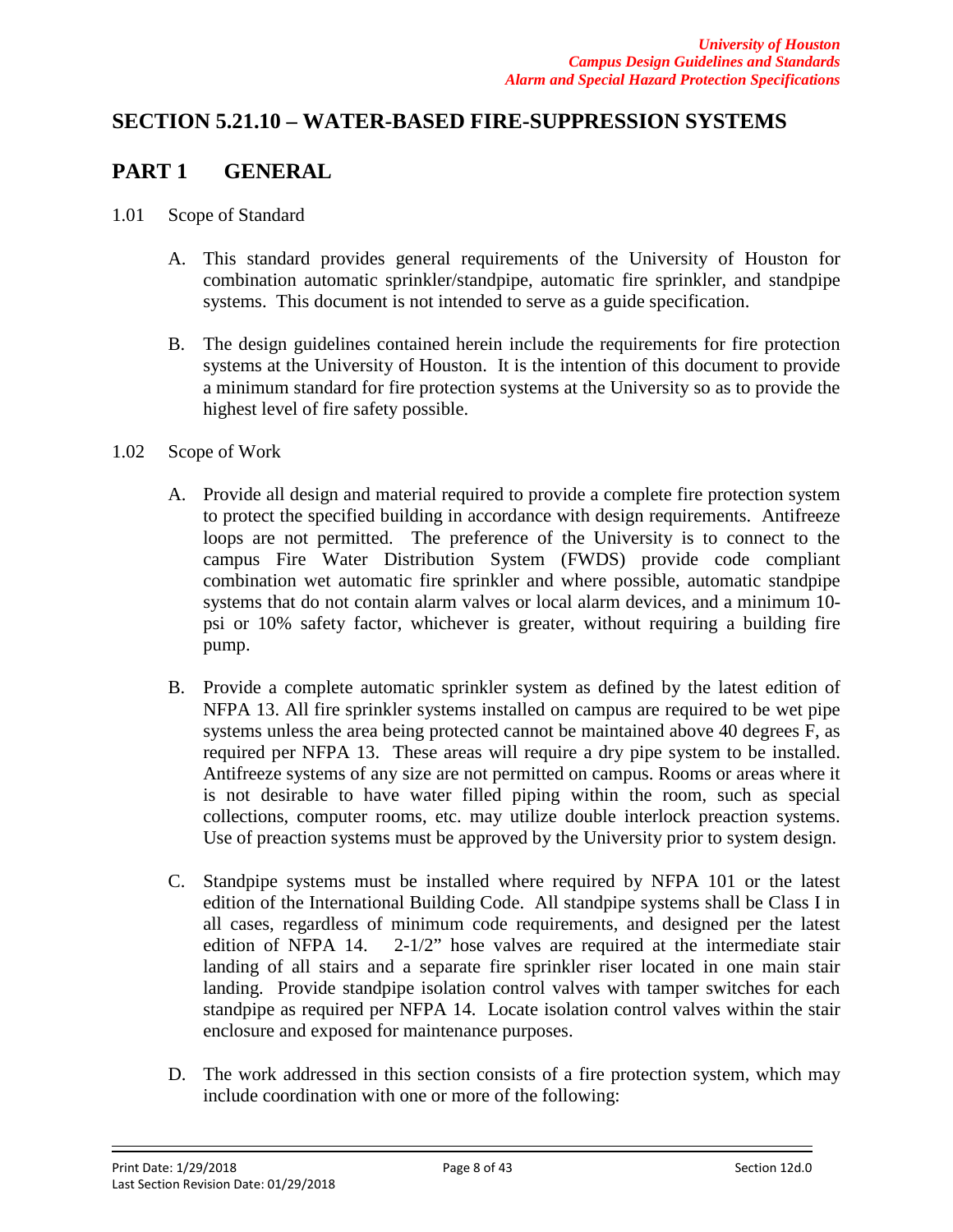# SECTION 5.21.10 – WATER-BASED FIRE-SUPPRESSION SYSTEMS

## PART 1 GENERAL

1.01 Scope of Standard

A. This standard provides general requirements of the University of Houston for combination automatic sprinkler/standpipe, automatic fire sprinkler, and standpipe systems. This document is not intended to serve as a guide specification.

B. The design guidelines contained herein include the requirements for fire protection systems at the University of Houston. It is the intention of this document to provide a minimum standard for fire protection systems at the University so as to provide the highest level of fire safety possible.

1.02 Scope of Work

A. Provide all design and material required to provide a complete fire protection system to protect the specified building in accordance with design requirements. Antifreeze loops are not permitted. The preference of the University is to connect to the campus Fire Water Distribution System (FWDS) provide code compliant combination wet automatic fire sprinkler and where possible, automatic standpipe systems that do not contain alarm valves or local alarm devices, and a minimum 10-psi or 10% safety factor, whichever is greater, without requiring a building fire pump.

B. Provide a complete automatic sprinkler system as defined by the latest edition of NFPA 13. All fire sprinkler systems installed on campus are required to be wet pipe systems unless the area being protected cannot be maintained above 40 degrees F, as required per NFPA 13. These areas will require a dry pipe system to be installed. Antifreeze systems of any size are not permitted on campus. Rooms or areas where it is not desirable to have water filled piping within the room, such as special collections, computer rooms, etc. may utilize double interlock preaction systems. Use of preaction systems must be approved by the University prior to system design.

C. Standpipe systems must be installed where required by NFPA 101 or the latest edition of the International Building Code. All standpipe systems shall be Class I in all cases, regardless of minimum code requirements, and designed per the latest edition of NFPA 14. 2-1/2" hose valves are required at the intermediate stair landing of all stairs and a separate fire sprinkler riser located in one main stair landing. Provide standpipe isolation control valves with tamper switches for each standpipe as required per NFPA 14. Locate isolation control valves within the stair enclosure and exposed for maintenance purposes.

D. The work addressed in this section consists of a fire protection system, which may include coordination with one or more of the following: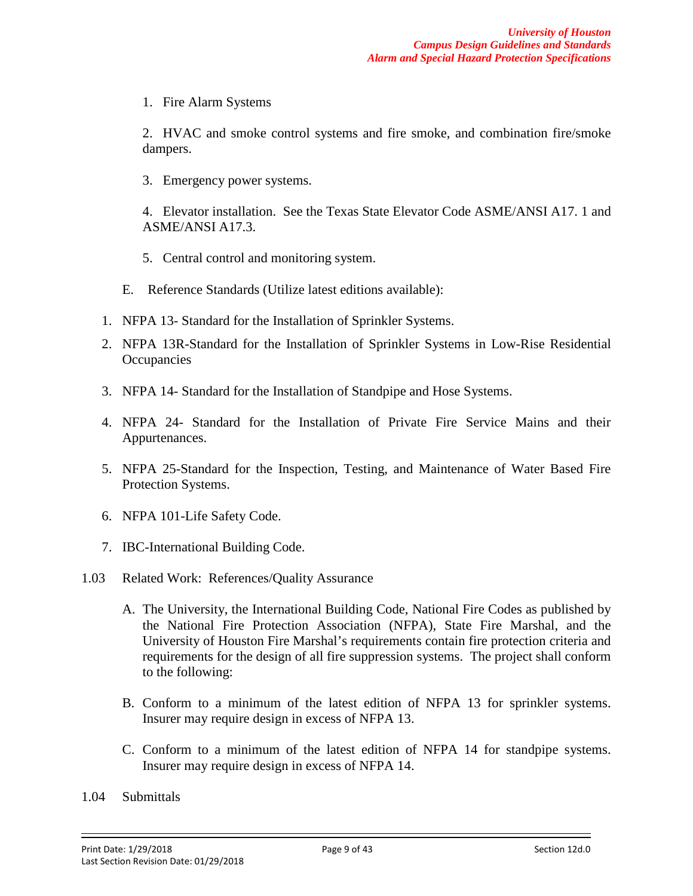1. Fire Alarm Systems

2. HVAC and smoke control systems and fire smoke, and combination fire/smoke dampers.

3. Emergency power systems.

4. Elevator installation. See the Texas State Elevator Code ASME/ANSI A17. 1 and ASME/ANSI A17.3.

5. Central control and monitoring system.

E. Reference Standards (Utilize latest editions available):

1. NFPA 13- Standard for the Installation of Sprinkler Systems.
2. NFPA 13R-Standard for the Installation of Sprinkler Systems in Low-Rise Residential Occupancies
3. NFPA 14- Standard for the Installation of Standpipe and Hose Systems.
4. NFPA 24- Standard for the Installation of Private Fire Service Mains and their Appurtenances.
5. NFPA 25-Standard for the Inspection, Testing, and Maintenance of Water Based Fire Protection Systems.
6. NFPA 101-Life Safety Code.
7. IBC-International Building Code.

1.03 Related Work: References/Quality Assurance

A. The University, the International Building Code, National Fire Codes as published by the National Fire Protection Association (NFPA), State Fire Marshal, and the University of Houston Fire Marshal's requirements contain fire protection criteria and requirements for the design of all fire suppression systems. The project shall conform to the following:

B. Conform to a minimum of the latest edition of NFPA 13 for sprinkler systems. Insurer may require design in excess of NFPA 13.

C. Conform to a minimum of the latest edition of NFPA 14 for standpipe systems. Insurer may require design in excess of NFPA 14.

1.04 Submittals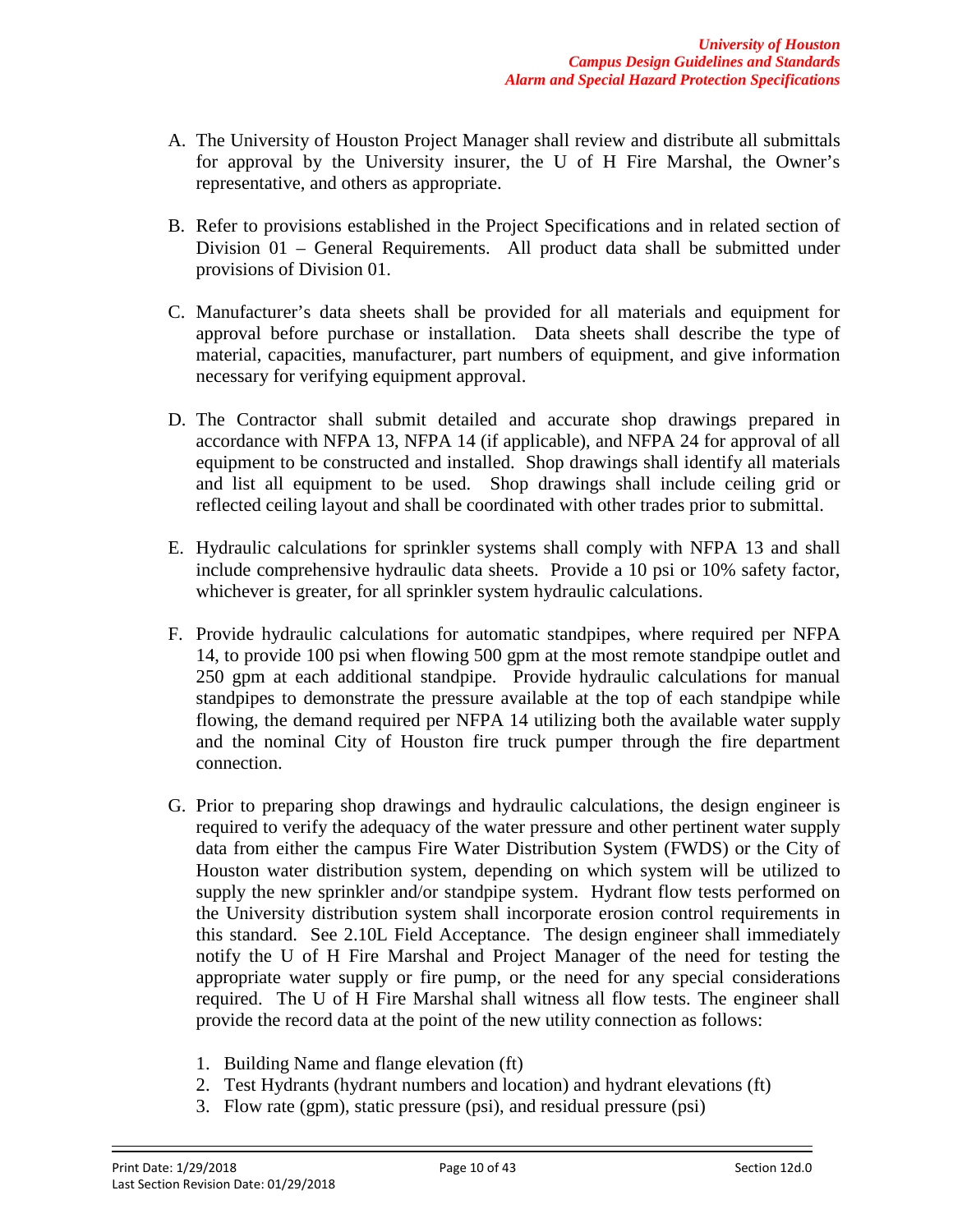A. The University of Houston Project Manager shall review and distribute all submittals for approval by the University insurer, the U of H Fire Marshal, the Owner's representative, and others as appropriate.

B. Refer to provisions established in the Project Specifications and in related section of Division 01 – General Requirements. All product data shall be submitted under provisions of Division 01.

C. Manufacturer's data sheets shall be provided for all materials and equipment for approval before purchase or installation. Data sheets shall describe the type of material, capacities, manufacturer, part numbers of equipment, and give information necessary for verifying equipment approval.

D. The Contractor shall submit detailed and accurate shop drawings prepared in accordance with NFPA 13, NFPA 14 (if applicable), and NFPA 24 for approval of all equipment to be constructed and installed. Shop drawings shall identify all materials and list all equipment to be used. Shop drawings shall include ceiling grid or reflected ceiling layout and shall be coordinated with other trades prior to submittal.

E. Hydraulic calculations for sprinkler systems shall comply with NFPA 13 and shall include comprehensive hydraulic data sheets. Provide a 10 psi or 10% safety factor, whichever is greater, for all sprinkler system hydraulic calculations.

F. Provide hydraulic calculations for automatic standpipes, where required per NFPA 14, to provide 100 psi when flowing 500 gpm at the most remote standpipe outlet and 250 gpm at each additional standpipe. Provide hydraulic calculations for manual standpipes to demonstrate the pressure available at the top of each standpipe while flowing, the demand required per NFPA 14 utilizing both the available water supply and the nominal City of Houston fire truck pumper through the fire department connection.

G. Prior to preparing shop drawings and hydraulic calculations, the design engineer is required to verify the adequacy of the water pressure and other pertinent water supply data from either the campus Fire Water Distribution System (FWDS) or the City of Houston water distribution system, depending on which system will be utilized to supply the new sprinkler and/or standpipe system. Hydrant flow tests performed on the University distribution system shall incorporate erosion control requirements in this standard. See 2.10L Field Acceptance. The design engineer shall immediately notify the U of H Fire Marshal and Project Manager of the need for testing the appropriate water supply or fire pump, or the need for any special considerations required. The U of H Fire Marshal shall witness all flow tests. The engineer shall provide the record data at the point of the new utility connection as follows:

   1. Building Name and flange elevation (ft)
   2. Test Hydrants (hydrant numbers and location) and hydrant elevations (ft)
   3. Flow rate (gpm), static pressure (psi), and residual pressure (psi)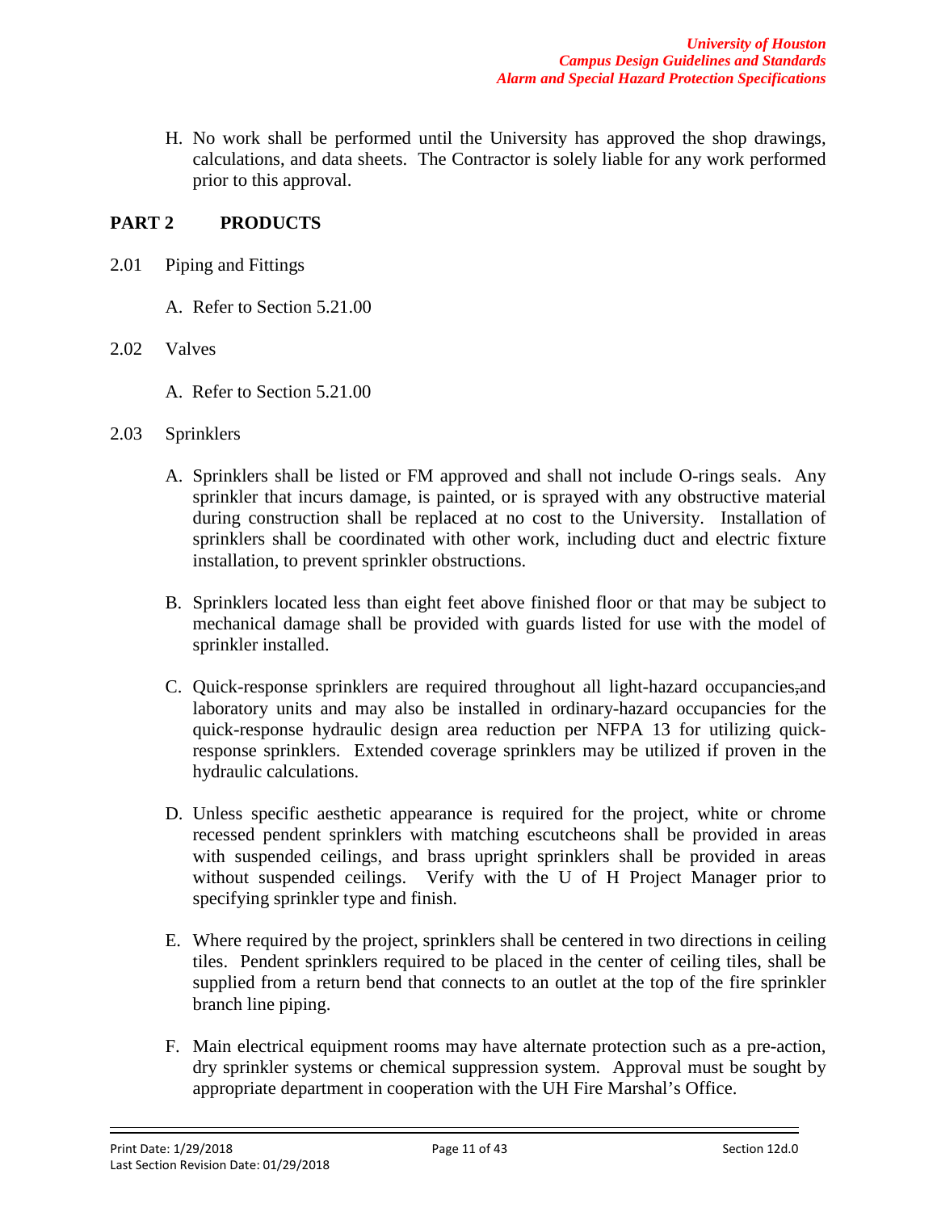H. No work shall be performed until the University has approved the shop drawings, calculations, and data sheets. The Contractor is solely liable for any work performed prior to this approval.

## PART 2 PRODUCTS

2.01 Piping and Fittings

A. Refer to Section 5.21.00

2.02 Valves

A. Refer to Section 5.21.00

2.03 Sprinklers

A. Sprinklers shall be listed or FM approved and shall not include O-rings seals. Any sprinkler that incurs damage, is painted, or is sprayed with any obstructive material during construction shall be replaced at no cost to the University. Installation of sprinklers shall be coordinated with other work, including duct and electric fixture installation, to prevent sprinkler obstructions.

B. Sprinklers located less than eight feet above finished floor or that may be subject to mechanical damage shall be provided with guards listed for use with the model of sprinkler installed.

C. Quick-response sprinklers are required throughout all light-hazard occupancies~~,~~and laboratory units and may also be installed in ordinary-hazard occupancies for the quick-response hydraulic design area reduction per NFPA 13 for utilizing quick-response sprinklers. Extended coverage sprinklers may be utilized if proven in the hydraulic calculations.

D. Unless specific aesthetic appearance is required for the project, white or chrome recessed pendent sprinklers with matching escutcheons shall be provided in areas with suspended ceilings, and brass upright sprinklers shall be provided in areas without suspended ceilings. Verify with the U of H Project Manager prior to specifying sprinkler type and finish.

E. Where required by the project, sprinklers shall be centered in two directions in ceiling tiles. Pendent sprinklers required to be placed in the center of ceiling tiles, shall be supplied from a return bend that connects to an outlet at the top of the fire sprinkler branch line piping.

F. Main electrical equipment rooms may have alternate protection such as a pre-action, dry sprinkler systems or chemical suppression system. Approval must be sought by appropriate department in cooperation with the UH Fire Marshal's Office.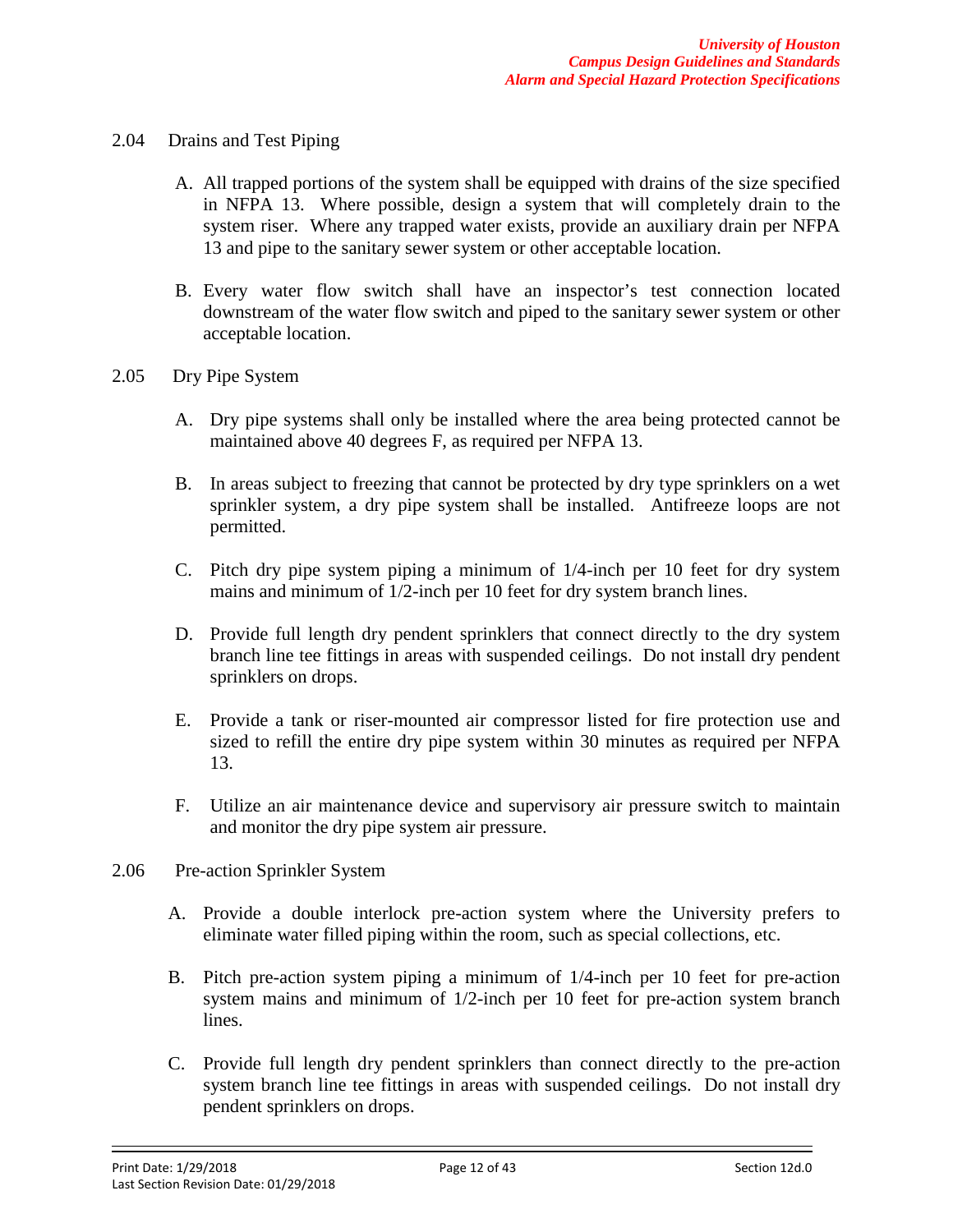2.04 Drains and Test Piping

A. All trapped portions of the system shall be equipped with drains of the size specified in NFPA 13. Where possible, design a system that will completely drain to the system riser. Where any trapped water exists, provide an auxiliary drain per NFPA 13 and pipe to the sanitary sewer system or other acceptable location.

B. Every water flow switch shall have an inspector's test connection located downstream of the water flow switch and piped to the sanitary sewer system or other acceptable location.

2.05 Dry Pipe System

A. Dry pipe systems shall only be installed where the area being protected cannot be maintained above 40 degrees F, as required per NFPA 13.

B. In areas subject to freezing that cannot be protected by dry type sprinklers on a wet sprinkler system, a dry pipe system shall be installed. Antifreeze loops are not permitted.

C. Pitch dry pipe system piping a minimum of 1/4-inch per 10 feet for dry system mains and minimum of 1/2-inch per 10 feet for dry system branch lines.

D. Provide full length dry pendent sprinklers that connect directly to the dry system branch line tee fittings in areas with suspended ceilings. Do not install dry pendent sprinklers on drops.

E. Provide a tank or riser-mounted air compressor listed for fire protection use and sized to refill the entire dry pipe system within 30 minutes as required per NFPA 13.

F. Utilize an air maintenance device and supervisory air pressure switch to maintain and monitor the dry pipe system air pressure.

2.06 Pre-action Sprinkler System

A. Provide a double interlock pre-action system where the University prefers to eliminate water filled piping within the room, such as special collections, etc.

B. Pitch pre-action system piping a minimum of 1/4-inch per 10 feet for pre-action system mains and minimum of 1/2-inch per 10 feet for pre-action system branch lines.

C. Provide full length dry pendent sprinklers than connect directly to the pre-action system branch line tee fittings in areas with suspended ceilings. Do not install dry pendent sprinklers on drops.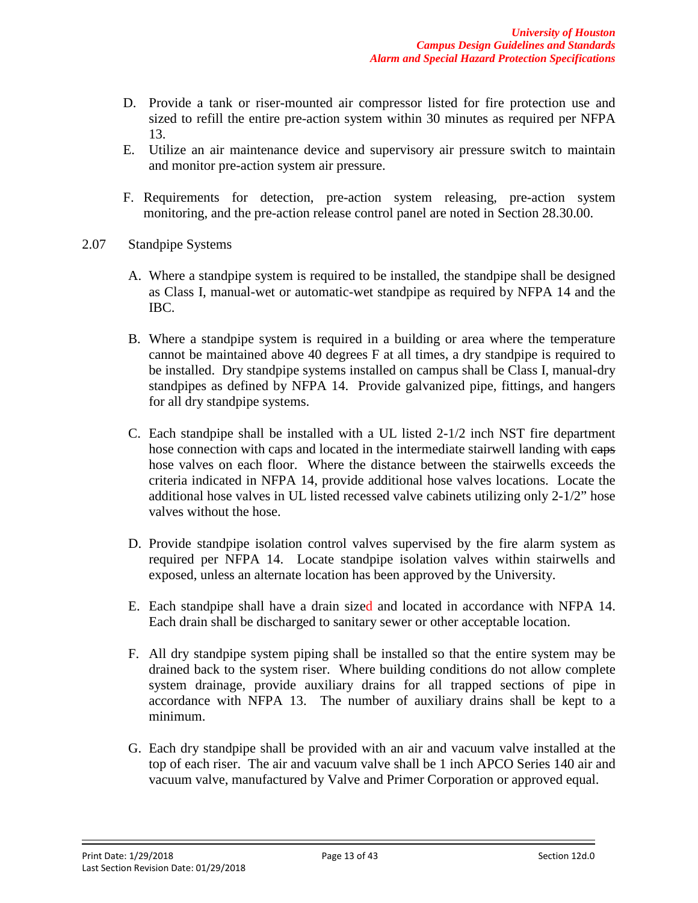D. Provide a tank or riser-mounted air compressor listed for fire protection use and sized to refill the entire pre-action system within 30 minutes as required per NFPA 13.

E. Utilize an air maintenance device and supervisory air pressure switch to maintain and monitor pre-action system air pressure.

F. Requirements for detection, pre-action system releasing, pre-action system monitoring, and the pre-action release control panel are noted in Section 28.30.00.

2.07 Standpipe Systems

A. Where a standpipe system is required to be installed, the standpipe shall be designed as Class I, manual-wet or automatic-wet standpipe as required by NFPA 14 and the IBC.

B. Where a standpipe system is required in a building or area where the temperature cannot be maintained above 40 degrees F at all times, a dry standpipe is required to be installed. Dry standpipe systems installed on campus shall be Class I, manual-dry standpipes as defined by NFPA 14. Provide galvanized pipe, fittings, and hangers for all dry standpipe systems.

C. Each standpipe shall be installed with a UL listed 2-1/2 inch NST fire department hose connection with caps and located in the intermediate stairwell landing with ~~caps~~ hose valves on each floor. Where the distance between the stairwells exceeds the criteria indicated in NFPA 14, provide additional hose valves locations. Locate the additional hose valves in UL listed recessed valve cabinets utilizing only 2-1/2" hose valves without the hose.

D. Provide standpipe isolation control valves supervised by the fire alarm system as required per NFPA 14. Locate standpipe isolation valves within stairwells and exposed, unless an alternate location has been approved by the University.

E. Each standpipe shall have a drain sized and located in accordance with NFPA 14. Each drain shall be discharged to sanitary sewer or other acceptable location.

F. All dry standpipe system piping shall be installed so that the entire system may be drained back to the system riser. Where building conditions do not allow complete system drainage, provide auxiliary drains for all trapped sections of pipe in accordance with NFPA 13. The number of auxiliary drains shall be kept to a minimum.

G. Each dry standpipe shall be provided with an air and vacuum valve installed at the top of each riser. The air and vacuum valve shall be 1 inch APCO Series 140 air and vacuum valve, manufactured by Valve and Primer Corporation or approved equal.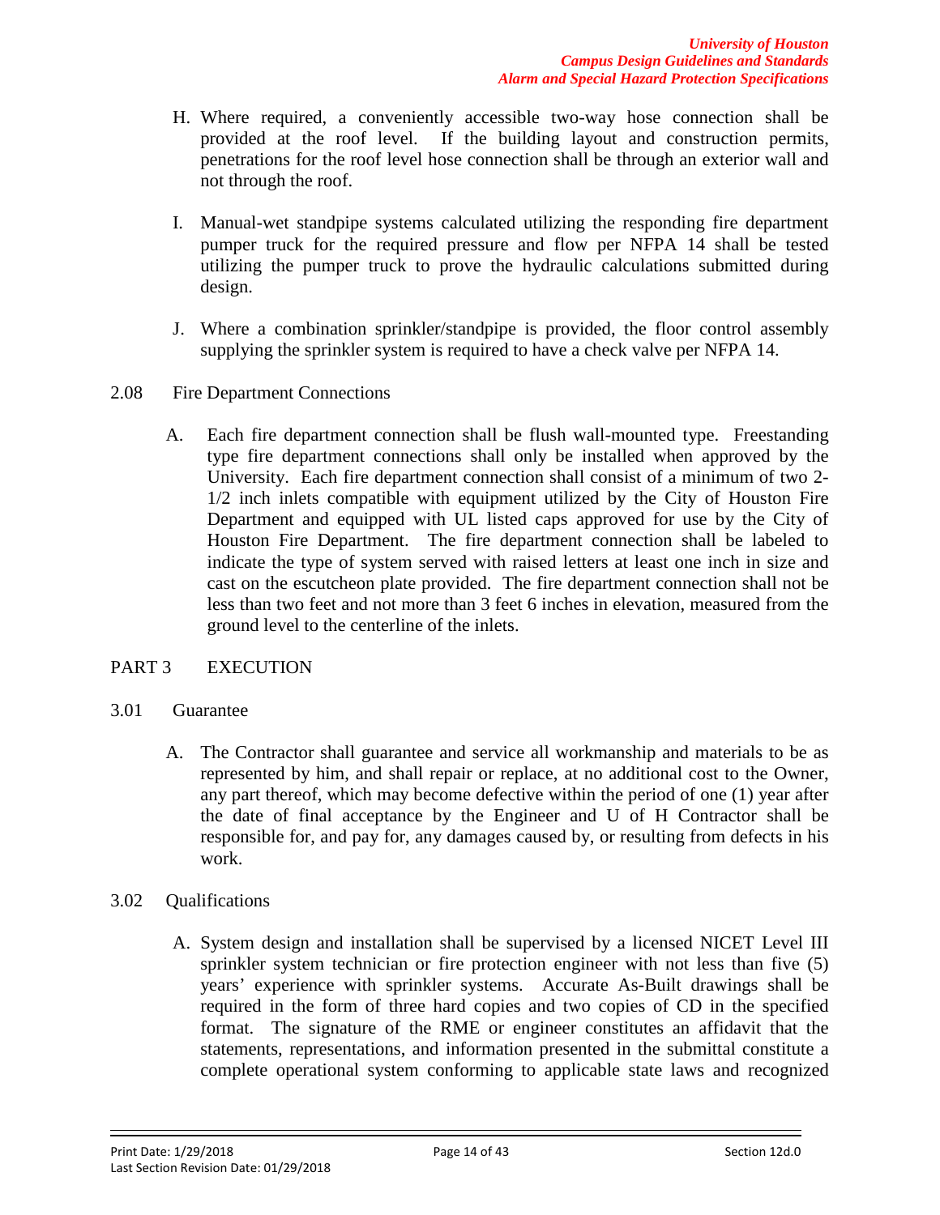H. Where required, a conveniently accessible two-way hose connection shall be provided at the roof level. If the building layout and construction permits, penetrations for the roof level hose connection shall be through an exterior wall and not through the roof.

I. Manual-wet standpipe systems calculated utilizing the responding fire department pumper truck for the required pressure and flow per NFPA 14 shall be tested utilizing the pumper truck to prove the hydraulic calculations submitted during design.

J. Where a combination sprinkler/standpipe is provided, the floor control assembly supplying the sprinkler system is required to have a check valve per NFPA 14.

2.08 Fire Department Connections

A. Each fire department connection shall be flush wall-mounted type. Freestanding type fire department connections shall only be installed when approved by the University. Each fire department connection shall consist of a minimum of two 2-1/2 inch inlets compatible with equipment utilized by the City of Houston Fire Department and equipped with UL listed caps approved for use by the City of Houston Fire Department. The fire department connection shall be labeled to indicate the type of system served with raised letters at least one inch in size and cast on the escutcheon plate provided. The fire department connection shall not be less than two feet and not more than 3 feet 6 inches in elevation, measured from the ground level to the centerline of the inlets.

## PART 3 EXECUTION

3.01 Guarantee

A. The Contractor shall guarantee and service all workmanship and materials to be as represented by him, and shall repair or replace, at no additional cost to the Owner, any part thereof, which may become defective within the period of one (1) year after the date of final acceptance by the Engineer and U of H Contractor shall be responsible for, and pay for, any damages caused by, or resulting from defects in his work.

3.02 Qualifications

A. System design and installation shall be supervised by a licensed NICET Level III sprinkler system technician or fire protection engineer with not less than five (5) years' experience with sprinkler systems. Accurate As-Built drawings shall be required in the form of three hard copies and two copies of CD in the specified format. The signature of the RME or engineer constitutes an affidavit that the statements, representations, and information presented in the submittal constitute a complete operational system conforming to applicable state laws and recognized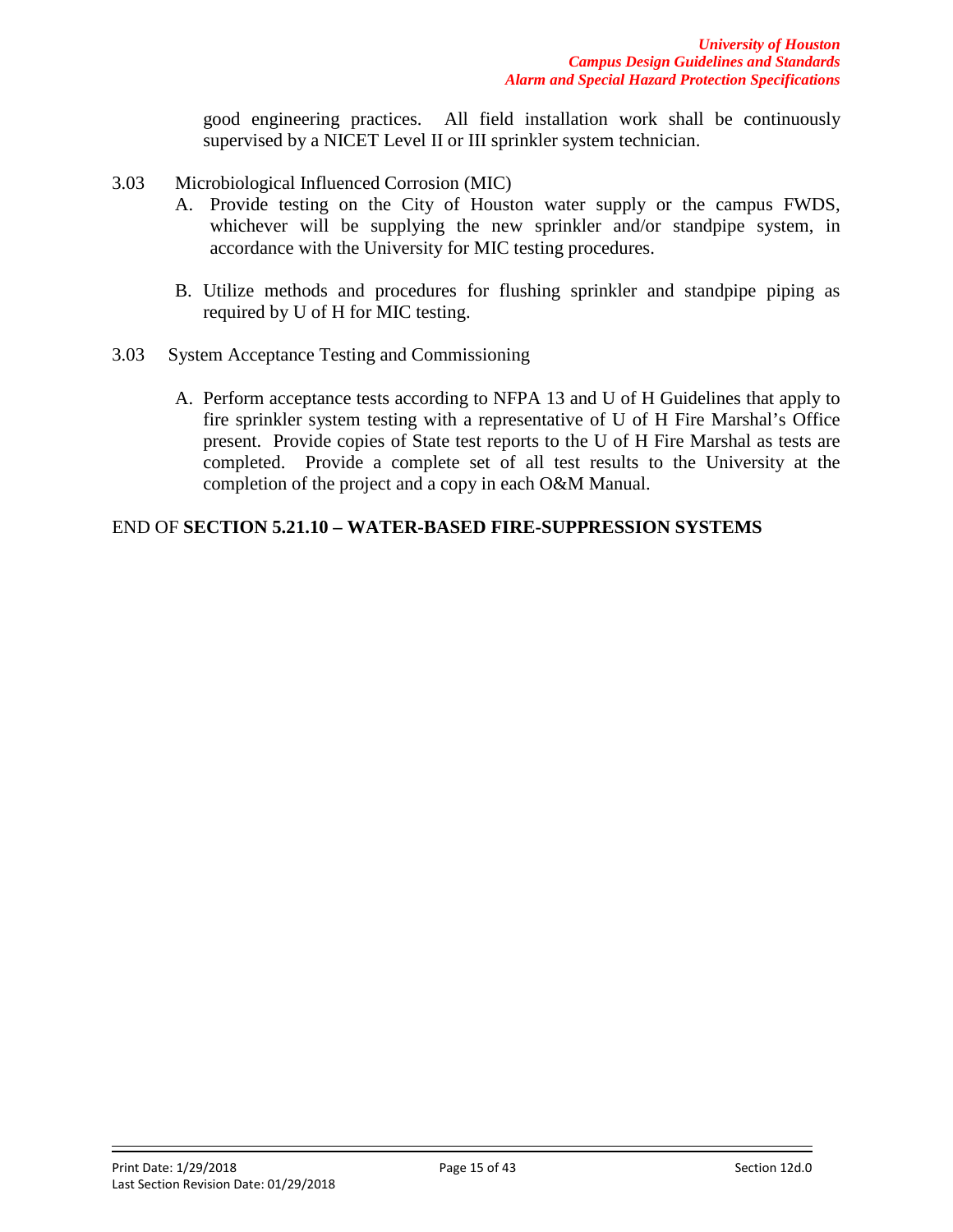good engineering practices. All field installation work shall be continuously supervised by a NICET Level II or III sprinkler system technician.

3.03 Microbiological Influenced Corrosion (MIC)

A. Provide testing on the City of Houston water supply or the campus FWDS, whichever will be supplying the new sprinkler and/or standpipe system, in accordance with the University for MIC testing procedures.

B. Utilize methods and procedures for flushing sprinkler and standpipe piping as required by U of H for MIC testing.

3.03 System Acceptance Testing and Commissioning

A. Perform acceptance tests according to NFPA 13 and U of H Guidelines that apply to fire sprinkler system testing with a representative of U of H Fire Marshal's Office present. Provide copies of State test reports to the U of H Fire Marshal as tests are completed. Provide a complete set of all test results to the University at the completion of the project and a copy in each O&M Manual.

END OF **SECTION 5.21.10 – WATER-BASED FIRE-SUPPRESSION SYSTEMS**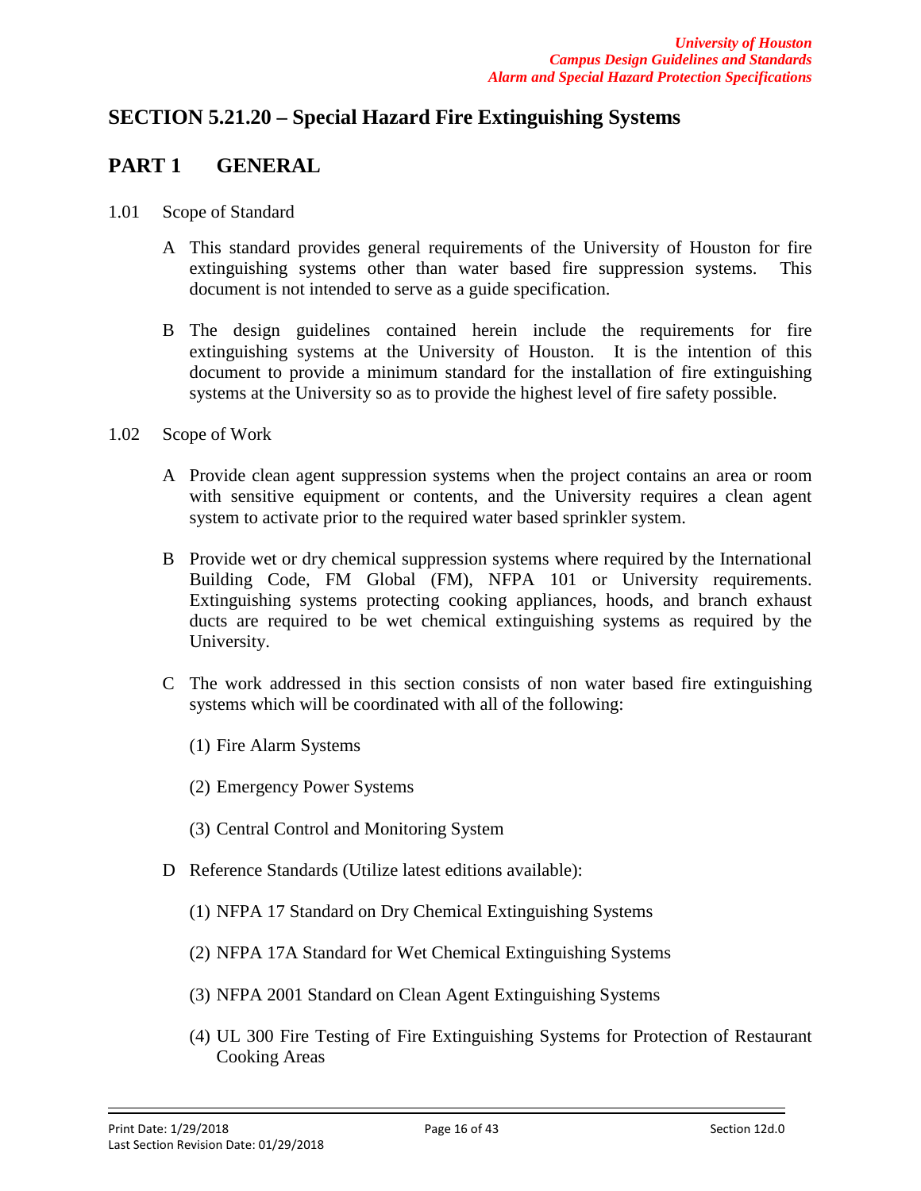## SECTION 5.21.20 – Special Hazard Fire Extinguishing Systems

## PART 1 GENERAL

1.01 Scope of Standard

A This standard provides general requirements of the University of Houston for fire extinguishing systems other than water based fire suppression systems. This document is not intended to serve as a guide specification.

B The design guidelines contained herein include the requirements for fire extinguishing systems at the University of Houston. It is the intention of this document to provide a minimum standard for the installation of fire extinguishing systems at the University so as to provide the highest level of fire safety possible.

1.02 Scope of Work

A Provide clean agent suppression systems when the project contains an area or room with sensitive equipment or contents, and the University requires a clean agent system to activate prior to the required water based sprinkler system.

B Provide wet or dry chemical suppression systems where required by the International Building Code, FM Global (FM), NFPA 101 or University requirements. Extinguishing systems protecting cooking appliances, hoods, and branch exhaust ducts are required to be wet chemical extinguishing systems as required by the University.

C The work addressed in this section consists of non water based fire extinguishing systems which will be coordinated with all of the following:

(1) Fire Alarm Systems

(2) Emergency Power Systems

(3) Central Control and Monitoring System

D Reference Standards (Utilize latest editions available):

(1) NFPA 17 Standard on Dry Chemical Extinguishing Systems

(2) NFPA 17A Standard for Wet Chemical Extinguishing Systems

(3) NFPA 2001 Standard on Clean Agent Extinguishing Systems

(4) UL 300 Fire Testing of Fire Extinguishing Systems for Protection of Restaurant Cooking Areas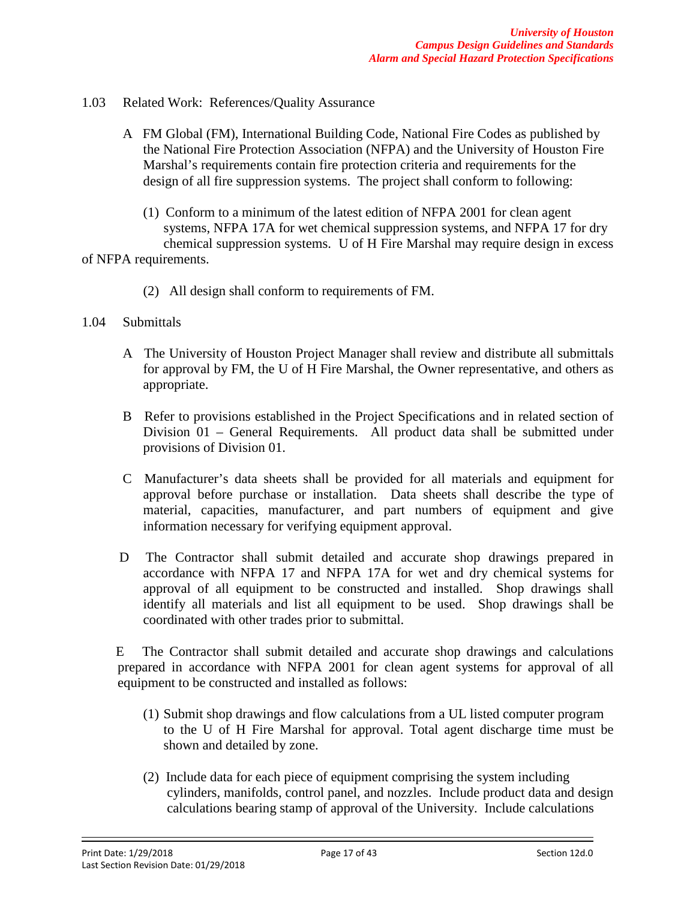1.03 Related Work: References/Quality Assurance

A FM Global (FM), International Building Code, National Fire Codes as published by the National Fire Protection Association (NFPA) and the University of Houston Fire Marshal's requirements contain fire protection criteria and requirements for the design of all fire suppression systems. The project shall conform to following:

(1) Conform to a minimum of the latest edition of NFPA 2001 for clean agent systems, NFPA 17A for wet chemical suppression systems, and NFPA 17 for dry chemical suppression systems. U of H Fire Marshal may require design in excess of NFPA requirements.

(2) All design shall conform to requirements of FM.

1.04 Submittals

A The University of Houston Project Manager shall review and distribute all submittals for approval by FM, the U of H Fire Marshal, the Owner representative, and others as appropriate.

B Refer to provisions established in the Project Specifications and in related section of Division 01 – General Requirements. All product data shall be submitted under provisions of Division 01.

C Manufacturer's data sheets shall be provided for all materials and equipment for approval before purchase or installation. Data sheets shall describe the type of material, capacities, manufacturer, and part numbers of equipment and give information necessary for verifying equipment approval.

D The Contractor shall submit detailed and accurate shop drawings prepared in accordance with NFPA 17 and NFPA 17A for wet and dry chemical systems for approval of all equipment to be constructed and installed. Shop drawings shall identify all materials and list all equipment to be used. Shop drawings shall be coordinated with other trades prior to submittal.

E The Contractor shall submit detailed and accurate shop drawings and calculations prepared in accordance with NFPA 2001 for clean agent systems for approval of all equipment to be constructed and installed as follows:

(1) Submit shop drawings and flow calculations from a UL listed computer program to the U of H Fire Marshal for approval. Total agent discharge time must be shown and detailed by zone.

(2) Include data for each piece of equipment comprising the system including cylinders, manifolds, control panel, and nozzles. Include product data and design calculations bearing stamp of approval of the University. Include calculations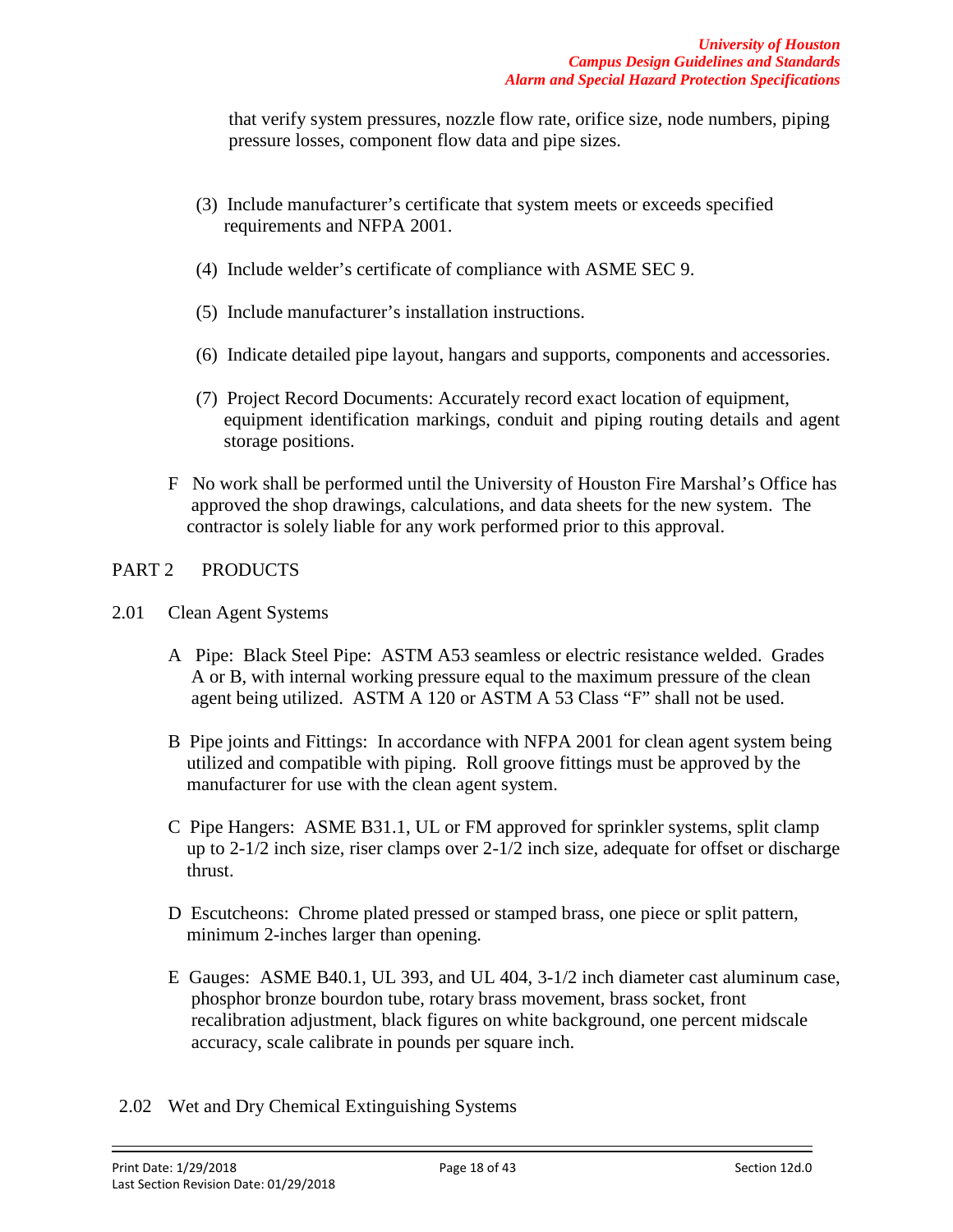that verify system pressures, nozzle flow rate, orifice size, node numbers, piping pressure losses, component flow data and pipe sizes.

(3) Include manufacturer's certificate that system meets or exceeds specified requirements and NFPA 2001.

(4) Include welder's certificate of compliance with ASME SEC 9.

(5) Include manufacturer's installation instructions.

(6) Indicate detailed pipe layout, hangars and supports, components and accessories.

(7) Project Record Documents: Accurately record exact location of equipment, equipment identification markings, conduit and piping routing details and agent storage positions.

F No work shall be performed until the University of Houston Fire Marshal's Office has approved the shop drawings, calculations, and data sheets for the new system. The contractor is solely liable for any work performed prior to this approval.

## PART 2 PRODUCTS

### 2.01 Clean Agent Systems

A Pipe: Black Steel Pipe: ASTM A53 seamless or electric resistance welded. Grades A or B, with internal working pressure equal to the maximum pressure of the clean agent being utilized. ASTM A 120 or ASTM A 53 Class "F" shall not be used.

B Pipe joints and Fittings: In accordance with NFPA 2001 for clean agent system being utilized and compatible with piping. Roll groove fittings must be approved by the manufacturer for use with the clean agent system.

C Pipe Hangers: ASME B31.1, UL or FM approved for sprinkler systems, split clamp up to 2-1/2 inch size, riser clamps over 2-1/2 inch size, adequate for offset or discharge thrust.

D Escutcheons: Chrome plated pressed or stamped brass, one piece or split pattern, minimum 2-inches larger than opening.

E Gauges: ASME B40.1, UL 393, and UL 404, 3-1/2 inch diameter cast aluminum case, phosphor bronze bourdon tube, rotary brass movement, brass socket, front recalibration adjustment, black figures on white background, one percent midscale accuracy, scale calibrate in pounds per square inch.

### 2.02 Wet and Dry Chemical Extinguishing Systems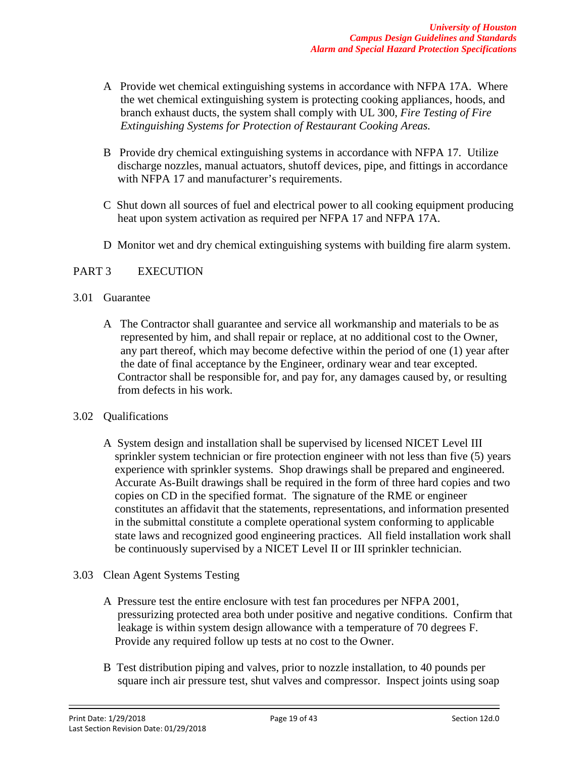A Provide wet chemical extinguishing systems in accordance with NFPA 17A. Where the wet chemical extinguishing system is protecting cooking appliances, hoods, and branch exhaust ducts, the system shall comply with UL 300, *Fire Testing of Fire Extinguishing Systems for Protection of Restaurant Cooking Areas.*

B Provide dry chemical extinguishing systems in accordance with NFPA 17. Utilize discharge nozzles, manual actuators, shutoff devices, pipe, and fittings in accordance with NFPA 17 and manufacturer's requirements.

C Shut down all sources of fuel and electrical power to all cooking equipment producing heat upon system activation as required per NFPA 17 and NFPA 17A.

D Monitor wet and dry chemical extinguishing systems with building fire alarm system.

## PART 3 EXECUTION

### 3.01 Guarantee

A The Contractor shall guarantee and service all workmanship and materials to be as represented by him, and shall repair or replace, at no additional cost to the Owner, any part thereof, which may become defective within the period of one (1) year after the date of final acceptance by the Engineer, ordinary wear and tear excepted. Contractor shall be responsible for, and pay for, any damages caused by, or resulting from defects in his work.

### 3.02 Qualifications

A System design and installation shall be supervised by licensed NICET Level III sprinkler system technician or fire protection engineer with not less than five (5) years experience with sprinkler systems. Shop drawings shall be prepared and engineered. Accurate As-Built drawings shall be required in the form of three hard copies and two copies on CD in the specified format. The signature of the RME or engineer constitutes an affidavit that the statements, representations, and information presented in the submittal constitute a complete operational system conforming to applicable state laws and recognized good engineering practices. All field installation work shall be continuously supervised by a NICET Level II or III sprinkler technician.

### 3.03 Clean Agent Systems Testing

A Pressure test the entire enclosure with test fan procedures per NFPA 2001, pressurizing protected area both under positive and negative conditions. Confirm that leakage is within system design allowance with a temperature of 70 degrees F. Provide any required follow up tests at no cost to the Owner.

B Test distribution piping and valves, prior to nozzle installation, to 40 pounds per square inch air pressure test, shut valves and compressor. Inspect joints using soap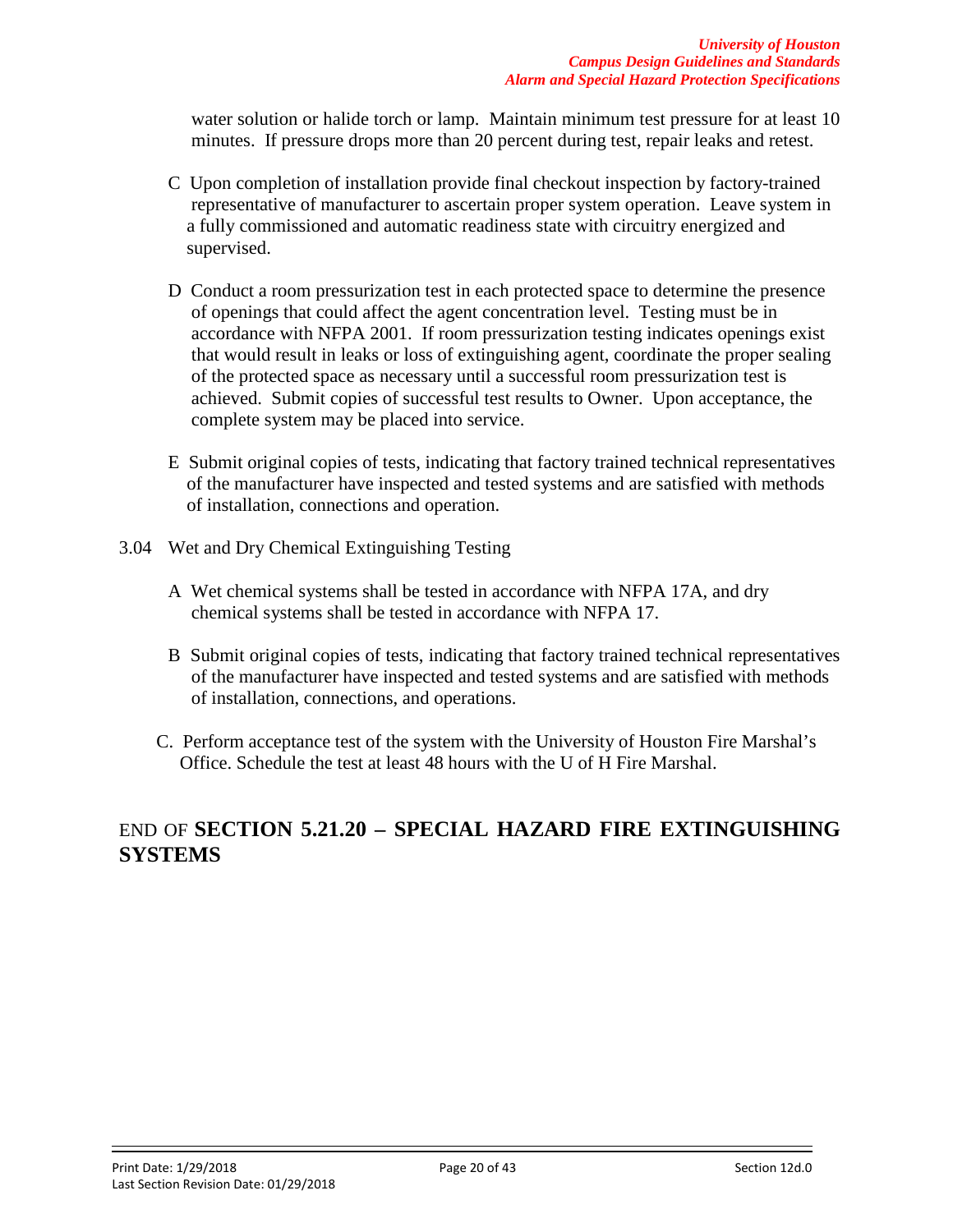water solution or halide torch or lamp. Maintain minimum test pressure for at least 10 minutes. If pressure drops more than 20 percent during test, repair leaks and retest.

C Upon completion of installation provide final checkout inspection by factory-trained representative of manufacturer to ascertain proper system operation. Leave system in a fully commissioned and automatic readiness state with circuitry energized and supervised.

D Conduct a room pressurization test in each protected space to determine the presence of openings that could affect the agent concentration level. Testing must be in accordance with NFPA 2001. If room pressurization testing indicates openings exist that would result in leaks or loss of extinguishing agent, coordinate the proper sealing of the protected space as necessary until a successful room pressurization test is achieved. Submit copies of successful test results to Owner. Upon acceptance, the complete system may be placed into service.

E Submit original copies of tests, indicating that factory trained technical representatives of the manufacturer have inspected and tested systems and are satisfied with methods of installation, connections and operation.

3.04 Wet and Dry Chemical Extinguishing Testing

A Wet chemical systems shall be tested in accordance with NFPA 17A, and dry chemical systems shall be tested in accordance with NFPA 17.

B Submit original copies of tests, indicating that factory trained technical representatives of the manufacturer have inspected and tested systems and are satisfied with methods of installation, connections, and operations.

C. Perform acceptance test of the system with the University of Houston Fire Marshal's Office. Schedule the test at least 48 hours with the U of H Fire Marshal.

## END OF **SECTION 5.21.20 – SPECIAL HAZARD FIRE EXTINGUISHING SYSTEMS**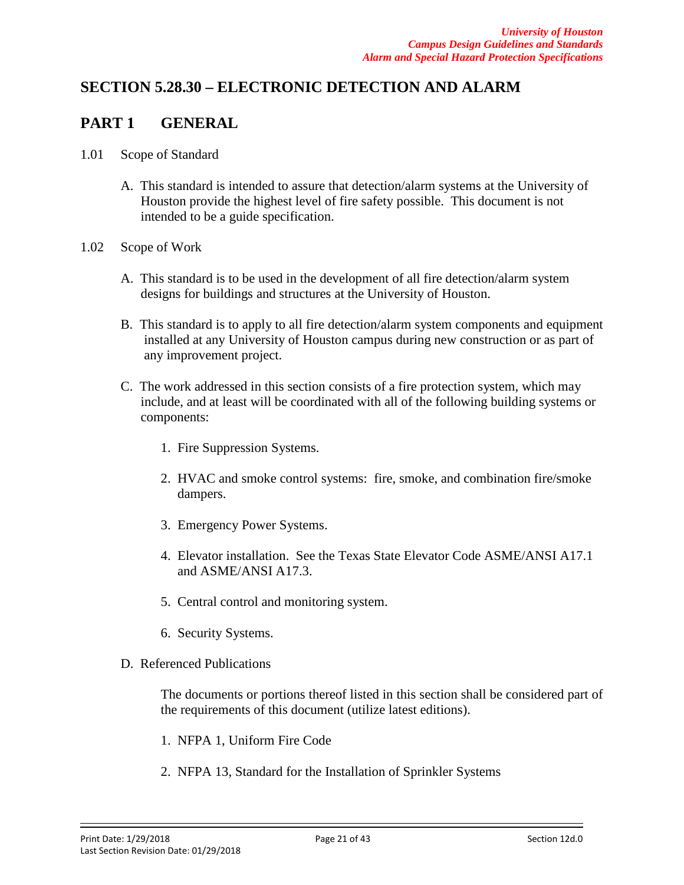# SECTION 5.28.30 – ELECTRONIC DETECTION AND ALARM

## PART 1 GENERAL

1.01 Scope of Standard

A. This standard is intended to assure that detection/alarm systems at the University of Houston provide the highest level of fire safety possible. This document is not intended to be a guide specification.

1.02 Scope of Work

A. This standard is to be used in the development of all fire detection/alarm system designs for buildings and structures at the University of Houston.

B. This standard is to apply to all fire detection/alarm system components and equipment installed at any University of Houston campus during new construction or as part of any improvement project.

C. The work addressed in this section consists of a fire protection system, which may include, and at least will be coordinated with all of the following building systems or components:

1. Fire Suppression Systems.
2. HVAC and smoke control systems: fire, smoke, and combination fire/smoke dampers.
3. Emergency Power Systems.
4. Elevator installation. See the Texas State Elevator Code ASME/ANSI A17.1 and ASME/ANSI A17.3.
5. Central control and monitoring system.
6. Security Systems.

D. Referenced Publications

The documents or portions thereof listed in this section shall be considered part of the requirements of this document (utilize latest editions).

1. NFPA 1, Uniform Fire Code
2. NFPA 13, Standard for the Installation of Sprinkler Systems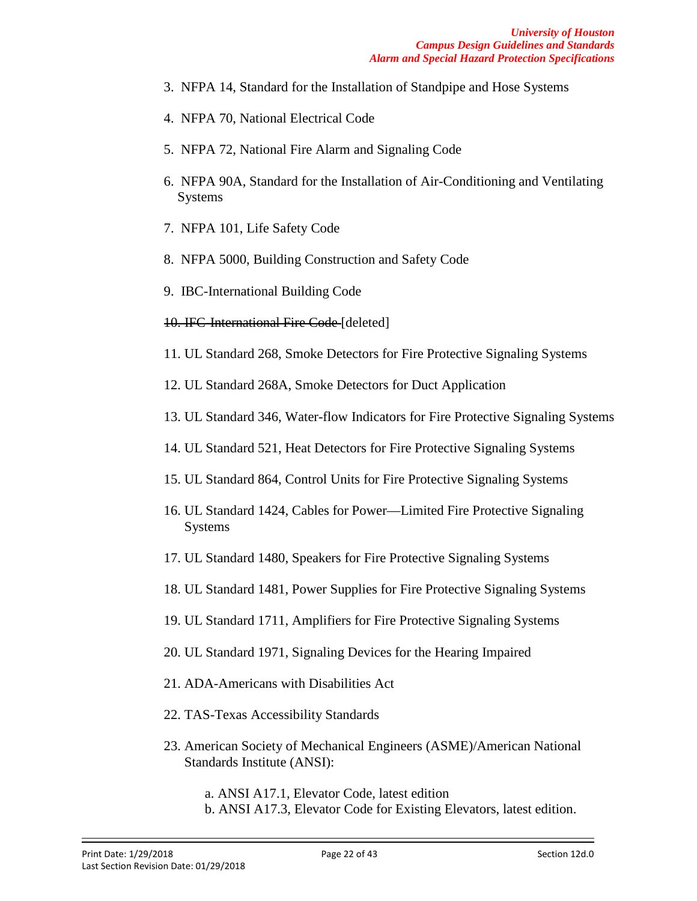3. NFPA 14, Standard for the Installation of Standpipe and Hose Systems

4. NFPA 70, National Electrical Code

5. NFPA 72, National Fire Alarm and Signaling Code

6. NFPA 90A, Standard for the Installation of Air-Conditioning and Ventilating Systems

7. NFPA 101, Life Safety Code

8. NFPA 5000, Building Construction and Safety Code

9. IBC-International Building Code

10. ~~IFC-International Fire Code~~ [deleted]

11. UL Standard 268, Smoke Detectors for Fire Protective Signaling Systems

12. UL Standard 268A, Smoke Detectors for Duct Application

13. UL Standard 346, Water-flow Indicators for Fire Protective Signaling Systems

14. UL Standard 521, Heat Detectors for Fire Protective Signaling Systems

15. UL Standard 864, Control Units for Fire Protective Signaling Systems

16. UL Standard 1424, Cables for Power—Limited Fire Protective Signaling Systems

17. UL Standard 1480, Speakers for Fire Protective Signaling Systems

18. UL Standard 1481, Power Supplies for Fire Protective Signaling Systems

19. UL Standard 1711, Amplifiers for Fire Protective Signaling Systems

20. UL Standard 1971, Signaling Devices for the Hearing Impaired

21. ADA-Americans with Disabilities Act

22. TAS-Texas Accessibility Standards

23. American Society of Mechanical Engineers (ASME)/American National Standards Institute (ANSI):

    a. ANSI A17.1, Elevator Code, latest edition
    b. ANSI A17.3, Elevator Code for Existing Elevators, latest edition.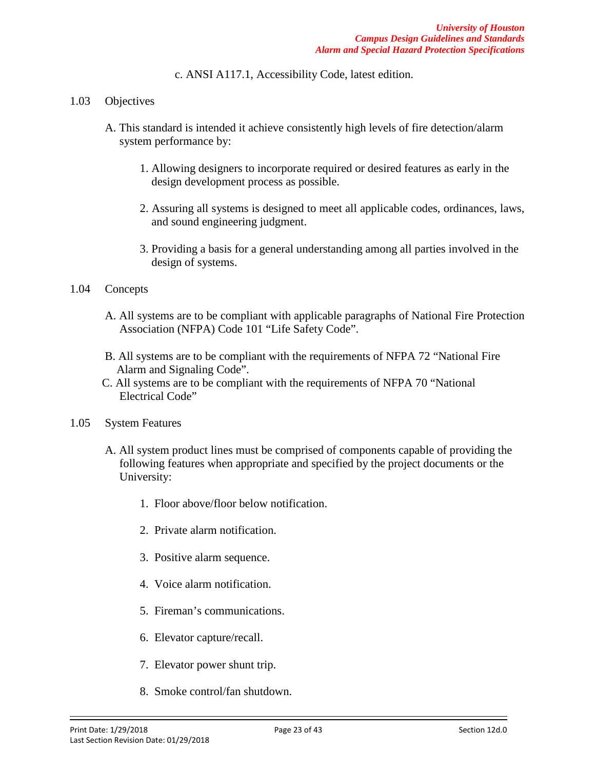c. ANSI A117.1, Accessibility Code, latest edition.

1.03 Objectives

A. This standard is intended it achieve consistently high levels of fire detection/alarm system performance by:

1. Allowing designers to incorporate required or desired features as early in the design development process as possible.

2. Assuring all systems is designed to meet all applicable codes, ordinances, laws, and sound engineering judgment.

3. Providing a basis for a general understanding among all parties involved in the design of systems.

1.04 Concepts

A. All systems are to be compliant with applicable paragraphs of National Fire Protection Association (NFPA) Code 101 "Life Safety Code".

B. All systems are to be compliant with the requirements of NFPA 72 "National Fire Alarm and Signaling Code".

C. All systems are to be compliant with the requirements of NFPA 70 "National Electrical Code"

1.05 System Features

A. All system product lines must be comprised of components capable of providing the following features when appropriate and specified by the project documents or the University:

1. Floor above/floor below notification.

2. Private alarm notification.

3. Positive alarm sequence.

4. Voice alarm notification.

5. Fireman's communications.

6. Elevator capture/recall.

7. Elevator power shunt trip.

8. Smoke control/fan shutdown.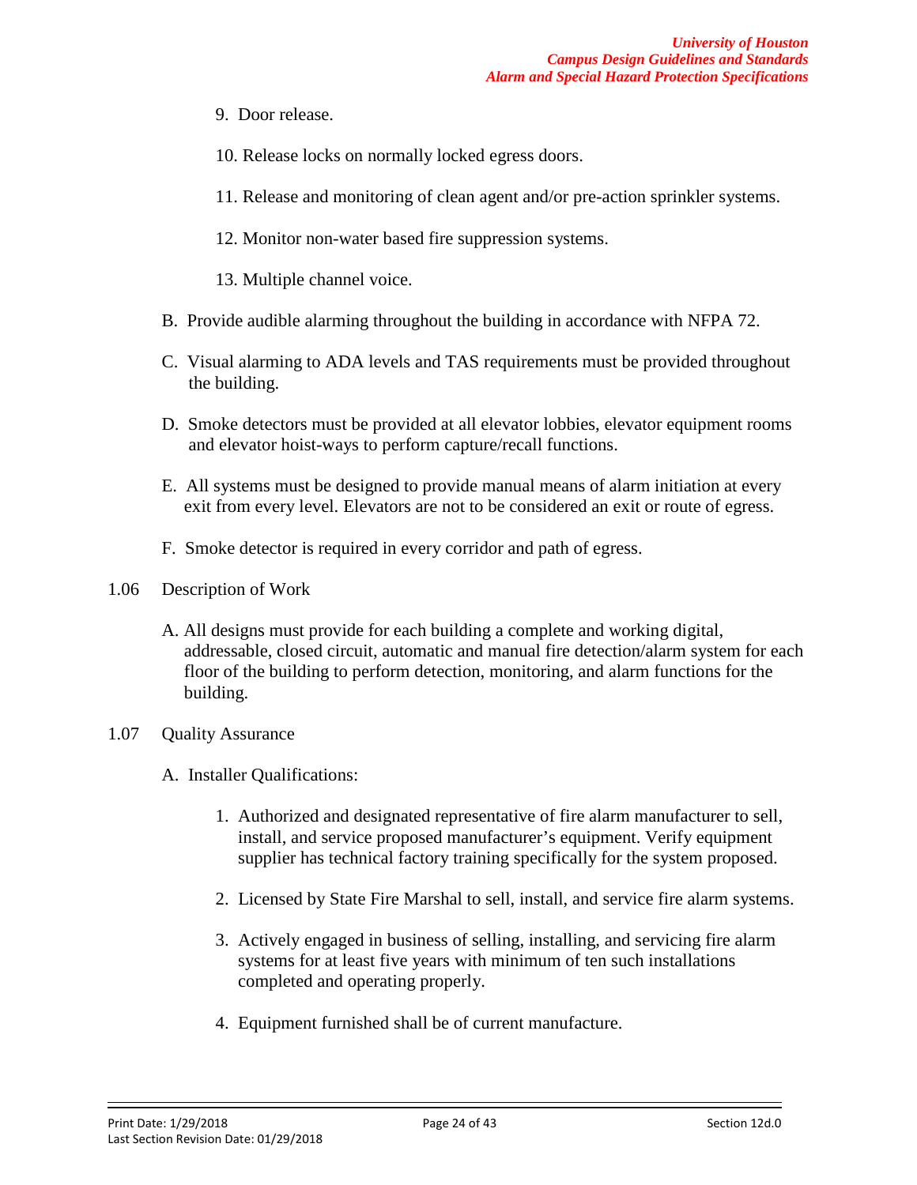9. Door release.

10. Release locks on normally locked egress doors.

11. Release and monitoring of clean agent and/or pre-action sprinkler systems.

12. Monitor non-water based fire suppression systems.

13. Multiple channel voice.

B. Provide audible alarming throughout the building in accordance with NFPA 72.

C. Visual alarming to ADA levels and TAS requirements must be provided throughout the building.

D. Smoke detectors must be provided at all elevator lobbies, elevator equipment rooms and elevator hoist-ways to perform capture/recall functions.

E. All systems must be designed to provide manual means of alarm initiation at every exit from every level. Elevators are not to be considered an exit or route of egress.

F. Smoke detector is required in every corridor and path of egress.

1.06 Description of Work

A. All designs must provide for each building a complete and working digital, addressable, closed circuit, automatic and manual fire detection/alarm system for each floor of the building to perform detection, monitoring, and alarm functions for the building.

1.07 Quality Assurance

A. Installer Qualifications:

1. Authorized and designated representative of fire alarm manufacturer to sell, install, and service proposed manufacturer's equipment. Verify equipment supplier has technical factory training specifically for the system proposed.

2. Licensed by State Fire Marshal to sell, install, and service fire alarm systems.

3. Actively engaged in business of selling, installing, and servicing fire alarm systems for at least five years with minimum of ten such installations completed and operating properly.

4. Equipment furnished shall be of current manufacture.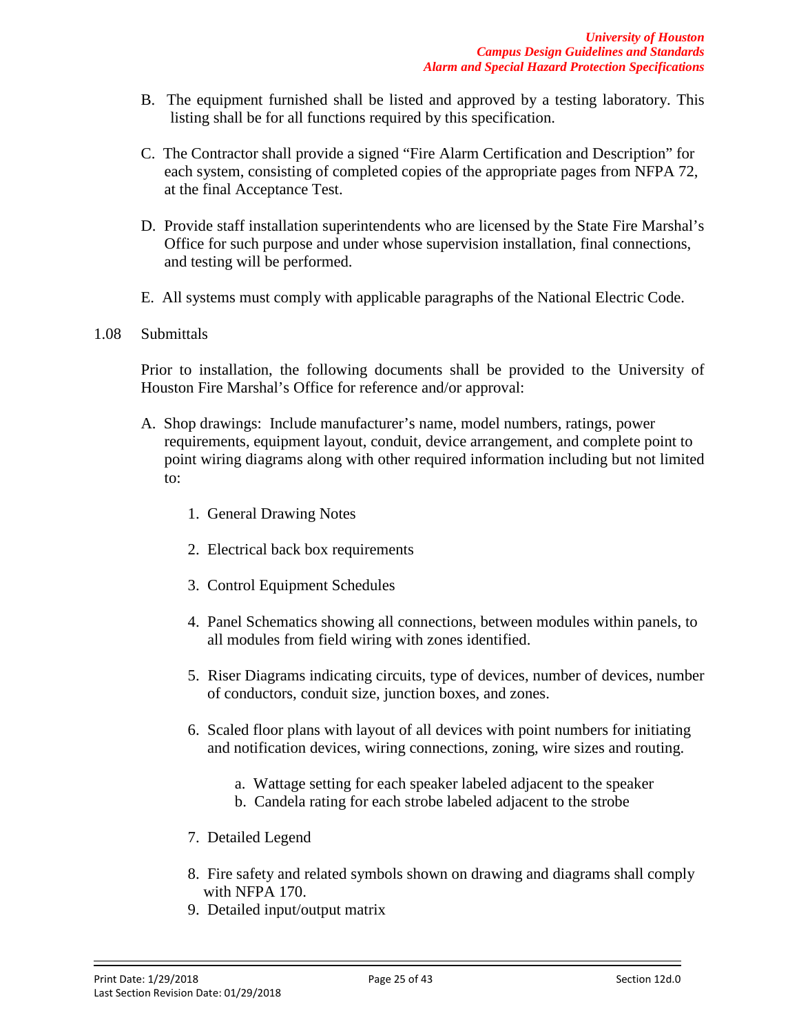B. The equipment furnished shall be listed and approved by a testing laboratory. This listing shall be for all functions required by this specification.

C. The Contractor shall provide a signed "Fire Alarm Certification and Description" for each system, consisting of completed copies of the appropriate pages from NFPA 72, at the final Acceptance Test.

D. Provide staff installation superintendents who are licensed by the State Fire Marshal's Office for such purpose and under whose supervision installation, final connections, and testing will be performed.

E. All systems must comply with applicable paragraphs of the National Electric Code.

1.08 Submittals

Prior to installation, the following documents shall be provided to the University of Houston Fire Marshal's Office for reference and/or approval:

A. Shop drawings: Include manufacturer's name, model numbers, ratings, power requirements, equipment layout, conduit, device arrangement, and complete point to point wiring diagrams along with other required information including but not limited to:

   1. General Drawing Notes

   2. Electrical back box requirements

   3. Control Equipment Schedules

   4. Panel Schematics showing all connections, between modules within panels, to all modules from field wiring with zones identified.

   5. Riser Diagrams indicating circuits, type of devices, number of devices, number of conductors, conduit size, junction boxes, and zones.

   6. Scaled floor plans with layout of all devices with point numbers for initiating and notification devices, wiring connections, zoning, wire sizes and routing.

      a. Wattage setting for each speaker labeled adjacent to the speaker
      b. Candela rating for each strobe labeled adjacent to the strobe

   7. Detailed Legend

   8. Fire safety and related symbols shown on drawing and diagrams shall comply with NFPA 170.

   9. Detailed input/output matrix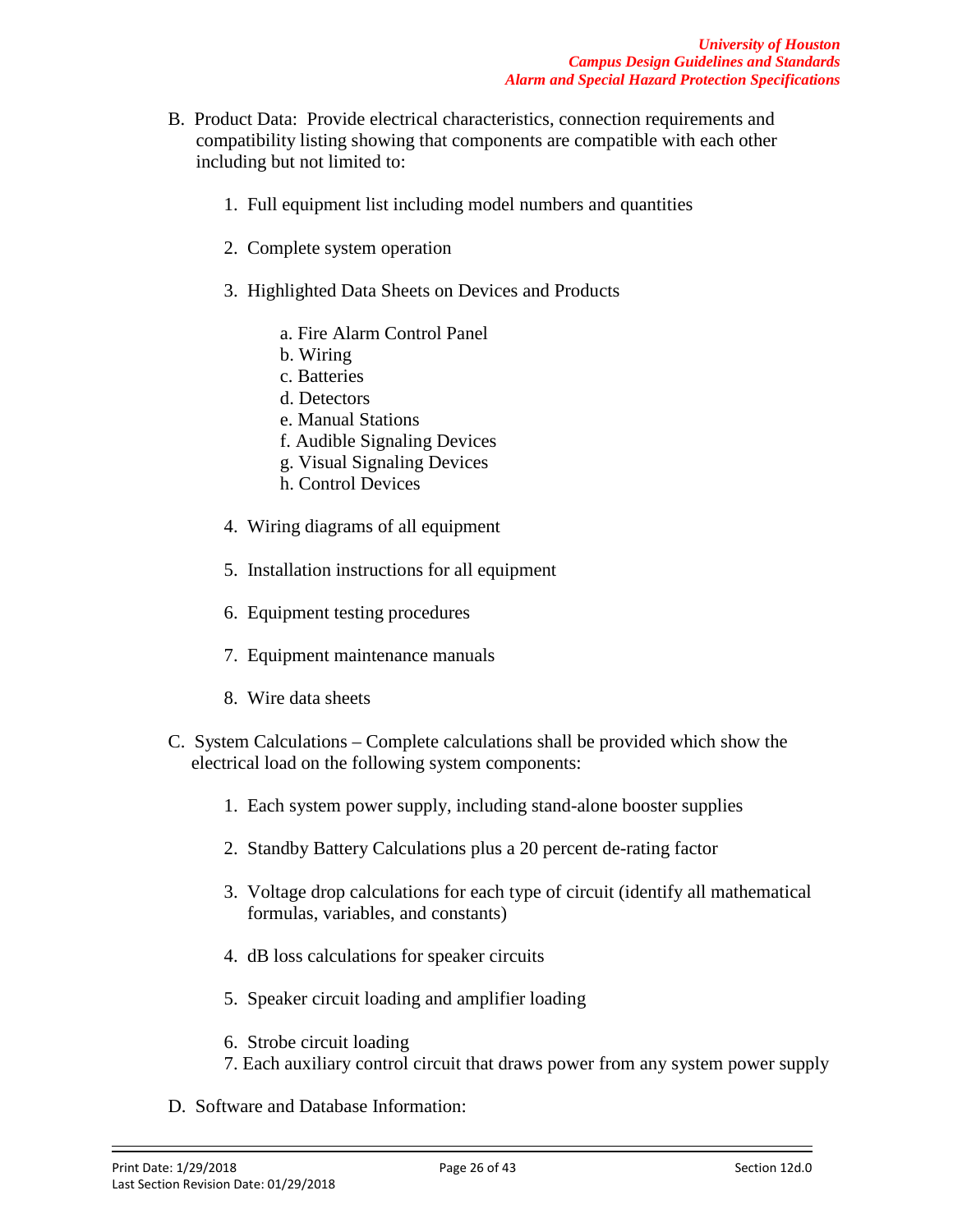B. Product Data: Provide electrical characteristics, connection requirements and compatibility listing showing that components are compatible with each other including but not limited to:

1. Full equipment list including model numbers and quantities

2. Complete system operation

3. Highlighted Data Sheets on Devices and Products

   a. Fire Alarm Control Panel
   b. Wiring
   c. Batteries
   d. Detectors
   e. Manual Stations
   f. Audible Signaling Devices
   g. Visual Signaling Devices
   h. Control Devices

4. Wiring diagrams of all equipment

5. Installation instructions for all equipment

6. Equipment testing procedures

7. Equipment maintenance manuals

8. Wire data sheets

C. System Calculations – Complete calculations shall be provided which show the electrical load on the following system components:

1. Each system power supply, including stand-alone booster supplies

2. Standby Battery Calculations plus a 20 percent de-rating factor

3. Voltage drop calculations for each type of circuit (identify all mathematical formulas, variables, and constants)

4. dB loss calculations for speaker circuits

5. Speaker circuit loading and amplifier loading

6. Strobe circuit loading
7. Each auxiliary control circuit that draws power from any system power supply

D. Software and Database Information: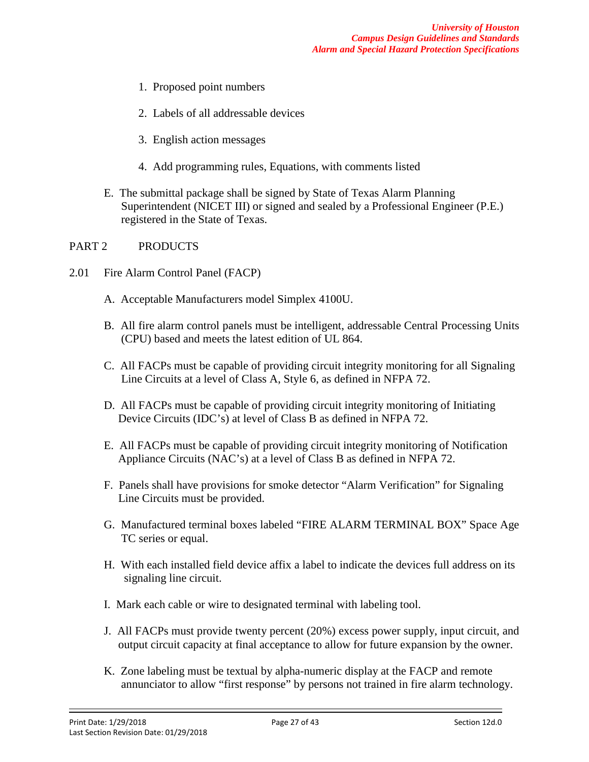1. Proposed point numbers

2. Labels of all addressable devices

3. English action messages

4. Add programming rules, Equations, with comments listed

E. The submittal package shall be signed by State of Texas Alarm Planning Superintendent (NICET III) or signed and sealed by a Professional Engineer (P.E.) registered in the State of Texas.

## PART 2 PRODUCTS

### 2.01 Fire Alarm Control Panel (FACP)

A. Acceptable Manufacturers model Simplex 4100U.

B. All fire alarm control panels must be intelligent, addressable Central Processing Units (CPU) based and meets the latest edition of UL 864.

C. All FACPs must be capable of providing circuit integrity monitoring for all Signaling Line Circuits at a level of Class A, Style 6, as defined in NFPA 72.

D. All FACPs must be capable of providing circuit integrity monitoring of Initiating Device Circuits (IDC's) at level of Class B as defined in NFPA 72.

E. All FACPs must be capable of providing circuit integrity monitoring of Notification Appliance Circuits (NAC's) at a level of Class B as defined in NFPA 72.

F. Panels shall have provisions for smoke detector "Alarm Verification" for Signaling Line Circuits must be provided.

G. Manufactured terminal boxes labeled "FIRE ALARM TERMINAL BOX" Space Age TC series or equal.

H. With each installed field device affix a label to indicate the devices full address on its signaling line circuit.

I. Mark each cable or wire to designated terminal with labeling tool.

J. All FACPs must provide twenty percent (20%) excess power supply, input circuit, and output circuit capacity at final acceptance to allow for future expansion by the owner.

K. Zone labeling must be textual by alpha-numeric display at the FACP and remote annunciator to allow "first response" by persons not trained in fire alarm technology.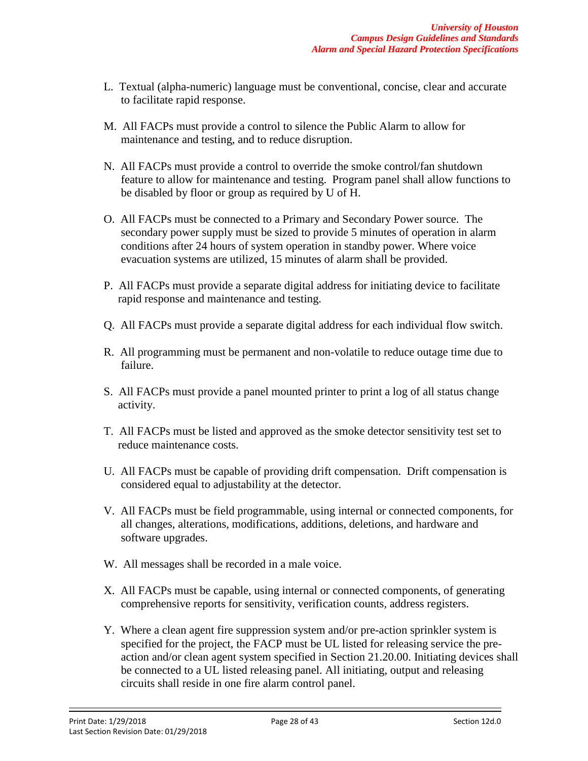L. Textual (alpha-numeric) language must be conventional, concise, clear and accurate to facilitate rapid response.

M. All FACPs must provide a control to silence the Public Alarm to allow for maintenance and testing, and to reduce disruption.

N. All FACPs must provide a control to override the smoke control/fan shutdown feature to allow for maintenance and testing. Program panel shall allow functions to be disabled by floor or group as required by U of H.

O. All FACPs must be connected to a Primary and Secondary Power source. The secondary power supply must be sized to provide 5 minutes of operation in alarm conditions after 24 hours of system operation in standby power. Where voice evacuation systems are utilized, 15 minutes of alarm shall be provided.

P. All FACPs must provide a separate digital address for initiating device to facilitate rapid response and maintenance and testing.

Q. All FACPs must provide a separate digital address for each individual flow switch.

R. All programming must be permanent and non-volatile to reduce outage time due to failure.

S. All FACPs must provide a panel mounted printer to print a log of all status change activity.

T. All FACPs must be listed and approved as the smoke detector sensitivity test set to reduce maintenance costs.

U. All FACPs must be capable of providing drift compensation. Drift compensation is considered equal to adjustability at the detector.

V. All FACPs must be field programmable, using internal or connected components, for all changes, alterations, modifications, additions, deletions, and hardware and software upgrades.

W. All messages shall be recorded in a male voice.

X. All FACPs must be capable, using internal or connected components, of generating comprehensive reports for sensitivity, verification counts, address registers.

Y. Where a clean agent fire suppression system and/or pre-action sprinkler system is specified for the project, the FACP must be UL listed for releasing service the pre-action and/or clean agent system specified in Section 21.20.00. Initiating devices shall be connected to a UL listed releasing panel. All initiating, output and releasing circuits shall reside in one fire alarm control panel.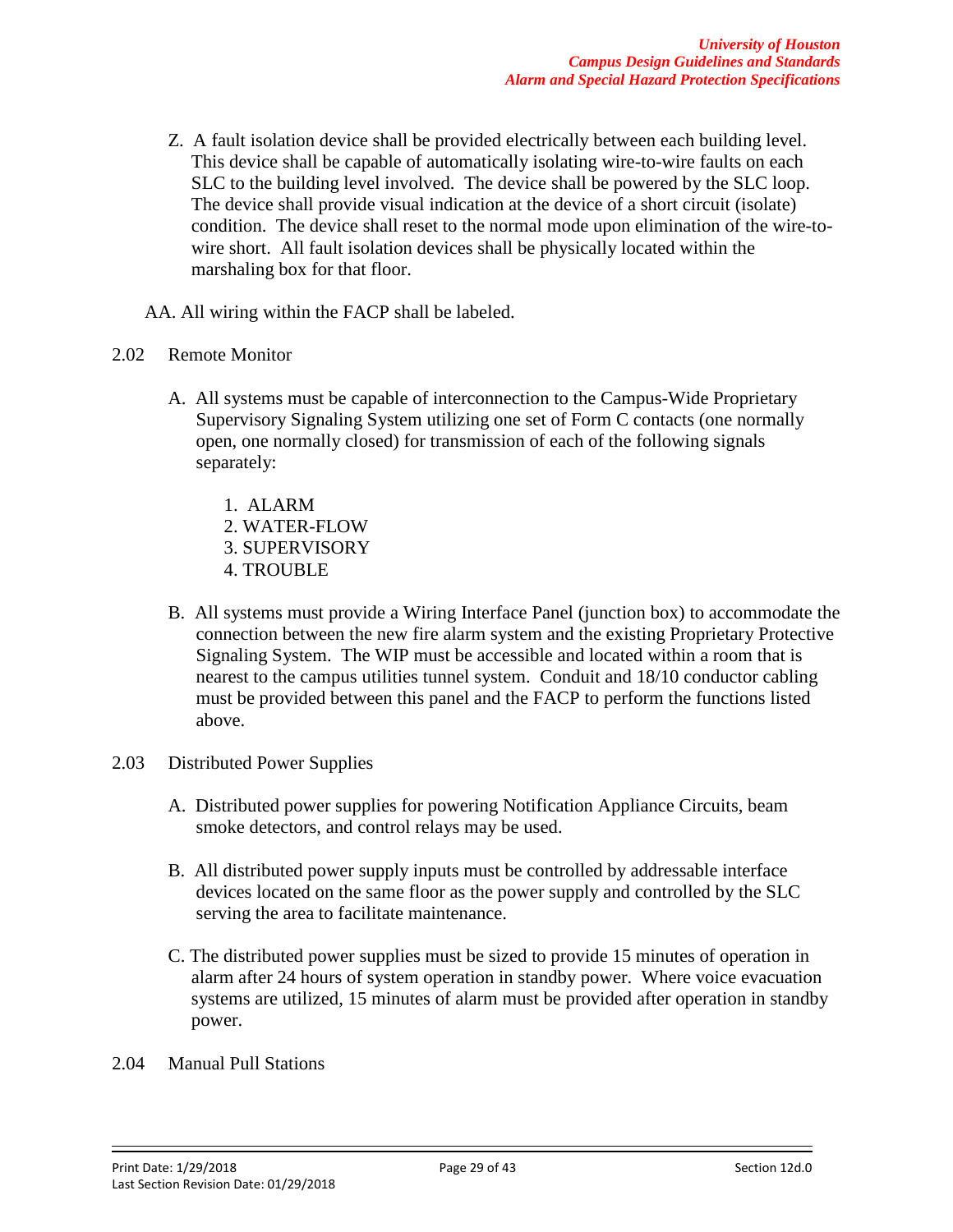Z. A fault isolation device shall be provided electrically between each building level. This device shall be capable of automatically isolating wire-to-wire faults on each SLC to the building level involved. The device shall be powered by the SLC loop. The device shall provide visual indication at the device of a short circuit (isolate) condition. The device shall reset to the normal mode upon elimination of the wire-to-wire short. All fault isolation devices shall be physically located within the marshaling box for that floor.

AA. All wiring within the FACP shall be labeled.

2.02 Remote Monitor

A. All systems must be capable of interconnection to the Campus-Wide Proprietary Supervisory Signaling System utilizing one set of Form C contacts (one normally open, one normally closed) for transmission of each of the following signals separately:

1. ALARM
2. WATER-FLOW
3. SUPERVISORY
4. TROUBLE

B. All systems must provide a Wiring Interface Panel (junction box) to accommodate the connection between the new fire alarm system and the existing Proprietary Protective Signaling System. The WIP must be accessible and located within a room that is nearest to the campus utilities tunnel system. Conduit and 18/10 conductor cabling must be provided between this panel and the FACP to perform the functions listed above.

2.03 Distributed Power Supplies

A. Distributed power supplies for powering Notification Appliance Circuits, beam smoke detectors, and control relays may be used.

B. All distributed power supply inputs must be controlled by addressable interface devices located on the same floor as the power supply and controlled by the SLC serving the area to facilitate maintenance.

C. The distributed power supplies must be sized to provide 15 minutes of operation in alarm after 24 hours of system operation in standby power. Where voice evacuation systems are utilized, 15 minutes of alarm must be provided after operation in standby power.

2.04 Manual Pull Stations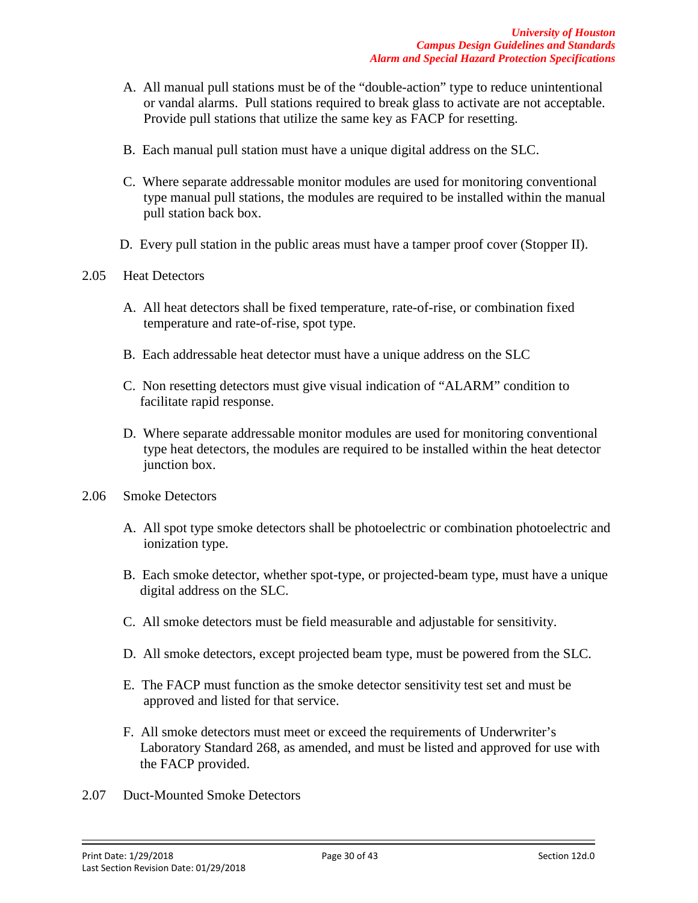A. All manual pull stations must be of the "double-action" type to reduce unintentional or vandal alarms. Pull stations required to break glass to activate are not acceptable. Provide pull stations that utilize the same key as FACP for resetting.

B. Each manual pull station must have a unique digital address on the SLC.

C. Where separate addressable monitor modules are used for monitoring conventional type manual pull stations, the modules are required to be installed within the manual pull station back box.

D. Every pull station in the public areas must have a tamper proof cover (Stopper II).

## 2.05 Heat Detectors

A. All heat detectors shall be fixed temperature, rate-of-rise, or combination fixed temperature and rate-of-rise, spot type.

B. Each addressable heat detector must have a unique address on the SLC

C. Non resetting detectors must give visual indication of "ALARM" condition to facilitate rapid response.

D. Where separate addressable monitor modules are used for monitoring conventional type heat detectors, the modules are required to be installed within the heat detector junction box.

## 2.06 Smoke Detectors

A. All spot type smoke detectors shall be photoelectric or combination photoelectric and ionization type.

B. Each smoke detector, whether spot-type, or projected-beam type, must have a unique digital address on the SLC.

C. All smoke detectors must be field measurable and adjustable for sensitivity.

D. All smoke detectors, except projected beam type, must be powered from the SLC.

E. The FACP must function as the smoke detector sensitivity test set and must be approved and listed for that service.

F. All smoke detectors must meet or exceed the requirements of Underwriter's Laboratory Standard 268, as amended, and must be listed and approved for use with the FACP provided.

## 2.07 Duct-Mounted Smoke Detectors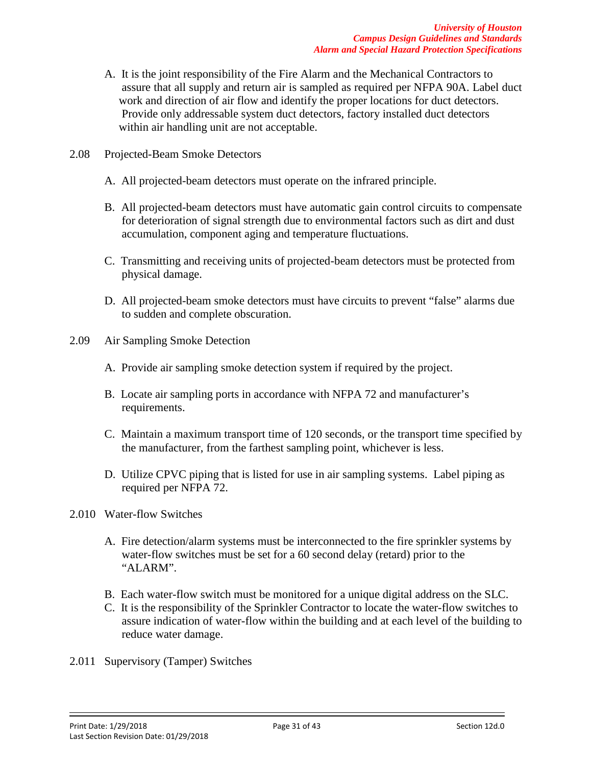A. It is the joint responsibility of the Fire Alarm and the Mechanical Contractors to assure that all supply and return air is sampled as required per NFPA 90A. Label duct work and direction of air flow and identify the proper locations for duct detectors. Provide only addressable system duct detectors, factory installed duct detectors within air handling unit are not acceptable.

2.08 Projected-Beam Smoke Detectors

A. All projected-beam detectors must operate on the infrared principle.

B. All projected-beam detectors must have automatic gain control circuits to compensate for deterioration of signal strength due to environmental factors such as dirt and dust accumulation, component aging and temperature fluctuations.

C. Transmitting and receiving units of projected-beam detectors must be protected from physical damage.

D. All projected-beam smoke detectors must have circuits to prevent "false" alarms due to sudden and complete obscuration.

2.09 Air Sampling Smoke Detection

A. Provide air sampling smoke detection system if required by the project.

B. Locate air sampling ports in accordance with NFPA 72 and manufacturer's requirements.

C. Maintain a maximum transport time of 120 seconds, or the transport time specified by the manufacturer, from the farthest sampling point, whichever is less.

D. Utilize CPVC piping that is listed for use in air sampling systems. Label piping as required per NFPA 72.

2.010 Water-flow Switches

A. Fire detection/alarm systems must be interconnected to the fire sprinkler systems by water-flow switches must be set for a 60 second delay (retard) prior to the "ALARM".

B. Each water-flow switch must be monitored for a unique digital address on the SLC.

C. It is the responsibility of the Sprinkler Contractor to locate the water-flow switches to assure indication of water-flow within the building and at each level of the building to reduce water damage.

2.011 Supervisory (Tamper) Switches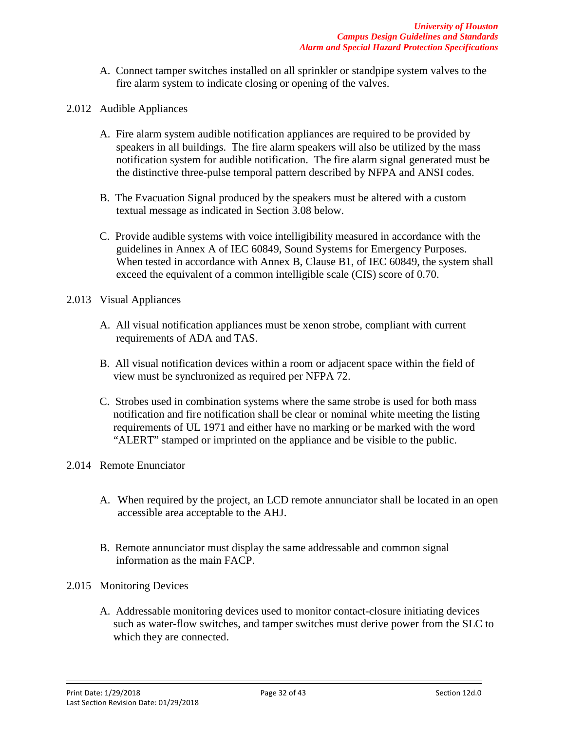A. Connect tamper switches installed on all sprinkler or standpipe system valves to the fire alarm system to indicate closing or opening of the valves.

2.012 Audible Appliances

A. Fire alarm system audible notification appliances are required to be provided by speakers in all buildings. The fire alarm speakers will also be utilized by the mass notification system for audible notification. The fire alarm signal generated must be the distinctive three-pulse temporal pattern described by NFPA and ANSI codes.

B. The Evacuation Signal produced by the speakers must be altered with a custom textual message as indicated in Section 3.08 below.

C. Provide audible systems with voice intelligibility measured in accordance with the guidelines in Annex A of IEC 60849, Sound Systems for Emergency Purposes. When tested in accordance with Annex B, Clause B1, of IEC 60849, the system shall exceed the equivalent of a common intelligible scale (CIS) score of 0.70.

2.013 Visual Appliances

A. All visual notification appliances must be xenon strobe, compliant with current requirements of ADA and TAS.

B. All visual notification devices within a room or adjacent space within the field of view must be synchronized as required per NFPA 72.

C. Strobes used in combination systems where the same strobe is used for both mass notification and fire notification shall be clear or nominal white meeting the listing requirements of UL 1971 and either have no marking or be marked with the word "ALERT" stamped or imprinted on the appliance and be visible to the public.

2.014 Remote Enunciator

A. When required by the project, an LCD remote annunciator shall be located in an open accessible area acceptable to the AHJ.

B. Remote annunciator must display the same addressable and common signal information as the main FACP.

2.015 Monitoring Devices

A. Addressable monitoring devices used to monitor contact-closure initiating devices such as water-flow switches, and tamper switches must derive power from the SLC to which they are connected.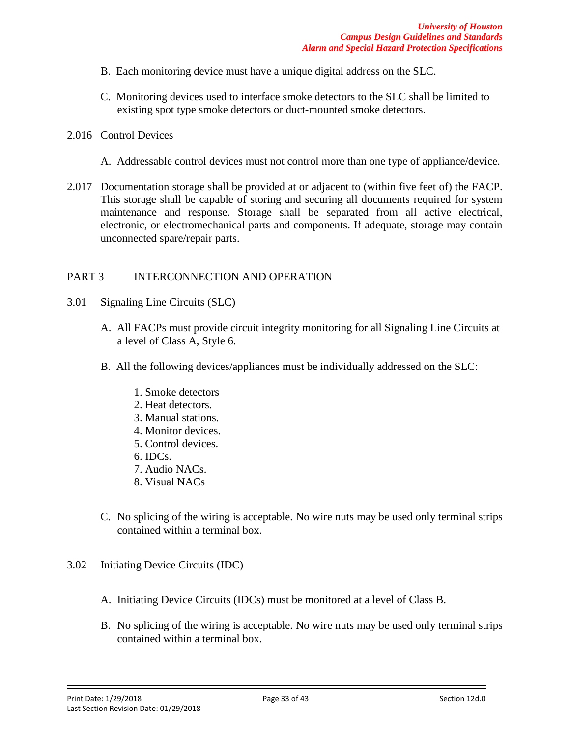B. Each monitoring device must have a unique digital address on the SLC.

C. Monitoring devices used to interface smoke detectors to the SLC shall be limited to existing spot type smoke detectors or duct-mounted smoke detectors.

2.016 Control Devices

A. Addressable control devices must not control more than one type of appliance/device.

2.017 Documentation storage shall be provided at or adjacent to (within five feet of) the FACP. This storage shall be capable of storing and securing all documents required for system maintenance and response. Storage shall be separated from all active electrical, electronic, or electromechanical parts and components. If adequate, storage may contain unconnected spare/repair parts.

## PART 3 INTERCONNECTION AND OPERATION

3.01 Signaling Line Circuits (SLC)

A. All FACPs must provide circuit integrity monitoring for all Signaling Line Circuits at a level of Class A, Style 6.

B. All the following devices/appliances must be individually addressed on the SLC:

1. Smoke detectors
2. Heat detectors.
3. Manual stations.
4. Monitor devices.
5. Control devices.
6. IDCs.
7. Audio NACs.
8. Visual NACs

C. No splicing of the wiring is acceptable. No wire nuts may be used only terminal strips contained within a terminal box.

3.02 Initiating Device Circuits (IDC)

A. Initiating Device Circuits (IDCs) must be monitored at a level of Class B.

B. No splicing of the wiring is acceptable. No wire nuts may be used only terminal strips contained within a terminal box.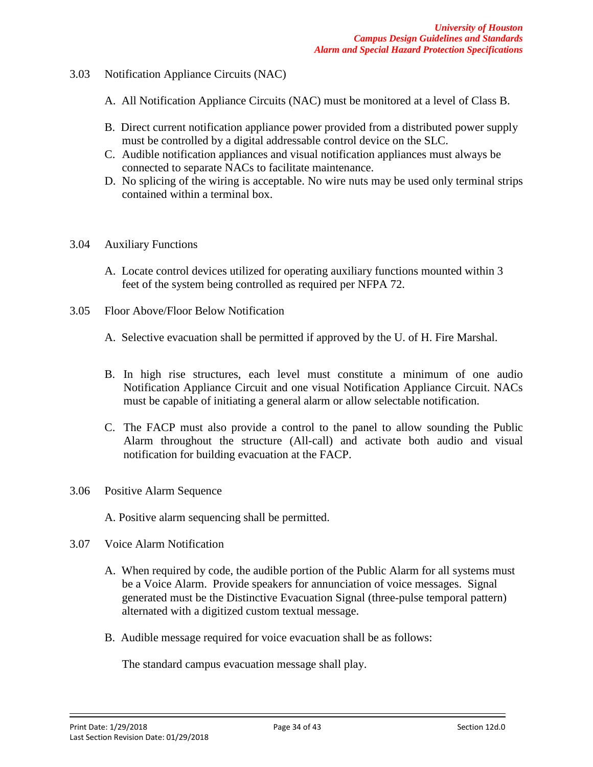3.03 Notification Appliance Circuits (NAC)

A. All Notification Appliance Circuits (NAC) must be monitored at a level of Class B.

B. Direct current notification appliance power provided from a distributed power supply must be controlled by a digital addressable control device on the SLC.

C. Audible notification appliances and visual notification appliances must always be connected to separate NACs to facilitate maintenance.

D. No splicing of the wiring is acceptable. No wire nuts may be used only terminal strips contained within a terminal box.

3.04 Auxiliary Functions

A. Locate control devices utilized for operating auxiliary functions mounted within 3 feet of the system being controlled as required per NFPA 72.

3.05 Floor Above/Floor Below Notification

A. Selective evacuation shall be permitted if approved by the U. of H. Fire Marshal.

B. In high rise structures, each level must constitute a minimum of one audio Notification Appliance Circuit and one visual Notification Appliance Circuit. NACs must be capable of initiating a general alarm or allow selectable notification.

C. The FACP must also provide a control to the panel to allow sounding the Public Alarm throughout the structure (All-call) and activate both audio and visual notification for building evacuation at the FACP.

3.06 Positive Alarm Sequence

A. Positive alarm sequencing shall be permitted.

3.07 Voice Alarm Notification

A. When required by code, the audible portion of the Public Alarm for all systems must be a Voice Alarm. Provide speakers for annunciation of voice messages. Signal generated must be the Distinctive Evacuation Signal (three-pulse temporal pattern) alternated with a digitized custom textual message.

B. Audible message required for voice evacuation shall be as follows:

The standard campus evacuation message shall play.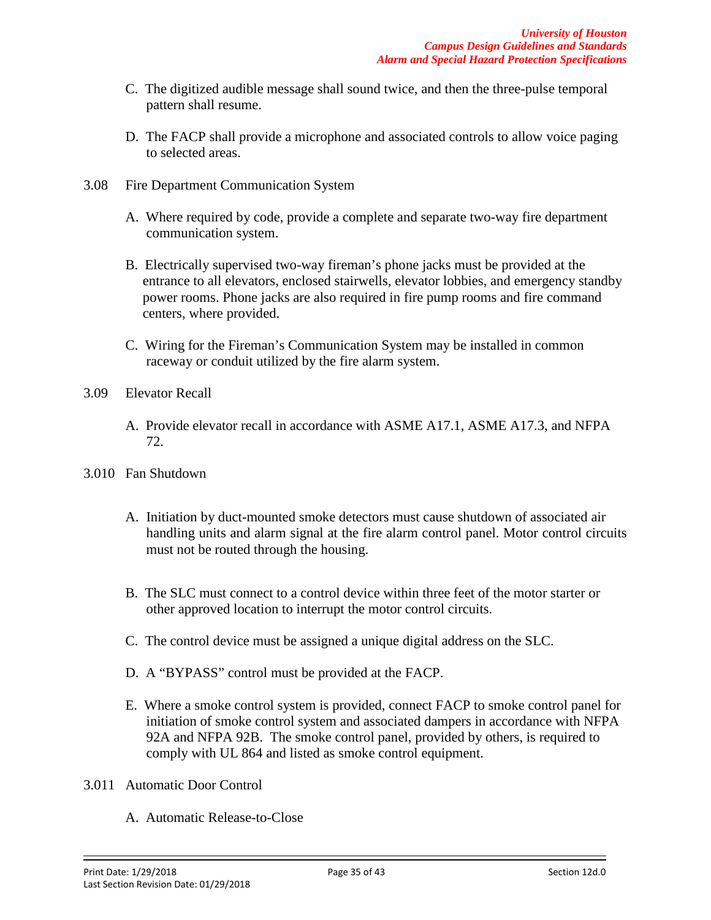C. The digitized audible message shall sound twice, and then the three-pulse temporal pattern shall resume.

D. The FACP shall provide a microphone and associated controls to allow voice paging to selected areas.

3.08 Fire Department Communication System

A. Where required by code, provide a complete and separate two-way fire department communication system.

B. Electrically supervised two-way fireman's phone jacks must be provided at the entrance to all elevators, enclosed stairwells, elevator lobbies, and emergency standby power rooms. Phone jacks are also required in fire pump rooms and fire command centers, where provided.

C. Wiring for the Fireman's Communication System may be installed in common raceway or conduit utilized by the fire alarm system.

3.09 Elevator Recall

A. Provide elevator recall in accordance with ASME A17.1, ASME A17.3, and NFPA 72.

3.010 Fan Shutdown

A. Initiation by duct-mounted smoke detectors must cause shutdown of associated air handling units and alarm signal at the fire alarm control panel. Motor control circuits must not be routed through the housing.

B. The SLC must connect to a control device within three feet of the motor starter or other approved location to interrupt the motor control circuits.

C. The control device must be assigned a unique digital address on the SLC.

D. A "BYPASS" control must be provided at the FACP.

E. Where a smoke control system is provided, connect FACP to smoke control panel for initiation of smoke control system and associated dampers in accordance with NFPA 92A and NFPA 92B. The smoke control panel, provided by others, is required to comply with UL 864 and listed as smoke control equipment.

3.011 Automatic Door Control

A. Automatic Release-to-Close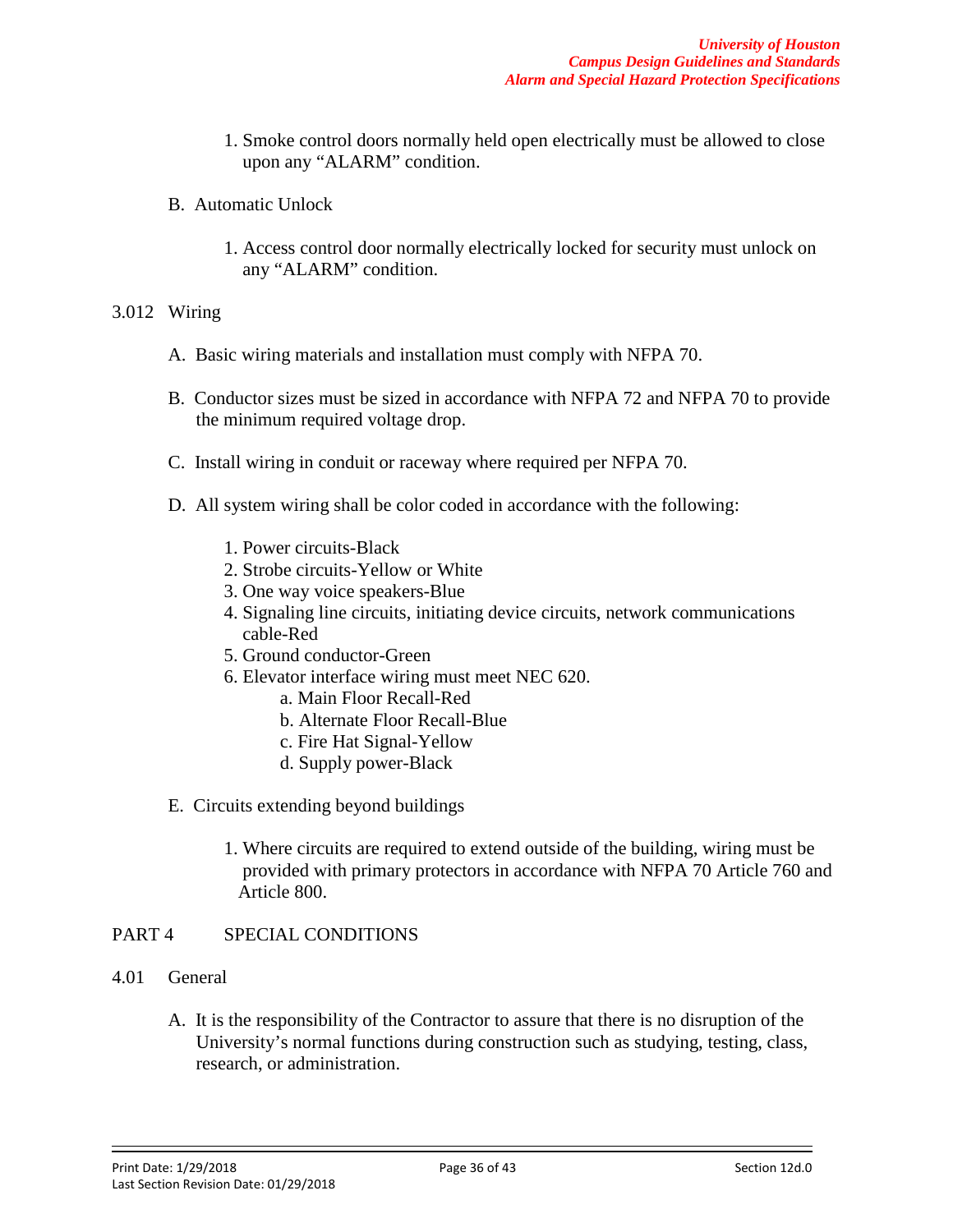1. Smoke control doors normally held open electrically must be allowed to close upon any “ALARM” condition.

B. Automatic Unlock

1. Access control door normally electrically locked for security must unlock on any “ALARM” condition.

3.012 Wiring

A. Basic wiring materials and installation must comply with NFPA 70.

B. Conductor sizes must be sized in accordance with NFPA 72 and NFPA 70 to provide the minimum required voltage drop.

C. Install wiring in conduit or raceway where required per NFPA 70.

D. All system wiring shall be color coded in accordance with the following:

1. Power circuits-Black
2. Strobe circuits-Yellow or White
3. One way voice speakers-Blue
4. Signaling line circuits, initiating device circuits, network communications cable-Red
5. Ground conductor-Green
6. Elevator interface wiring must meet NEC 620.
   a. Main Floor Recall-Red
   b. Alternate Floor Recall-Blue
   c. Fire Hat Signal-Yellow
   d. Supply power-Black

E. Circuits extending beyond buildings

1. Where circuits are required to extend outside of the building, wiring must be provided with primary protectors in accordance with NFPA 70 Article 760 and Article 800.

PART 4 SPECIAL CONDITIONS

4.01 General

A. It is the responsibility of the Contractor to assure that there is no disruption of the University’s normal functions during construction such as studying, testing, class, research, or administration.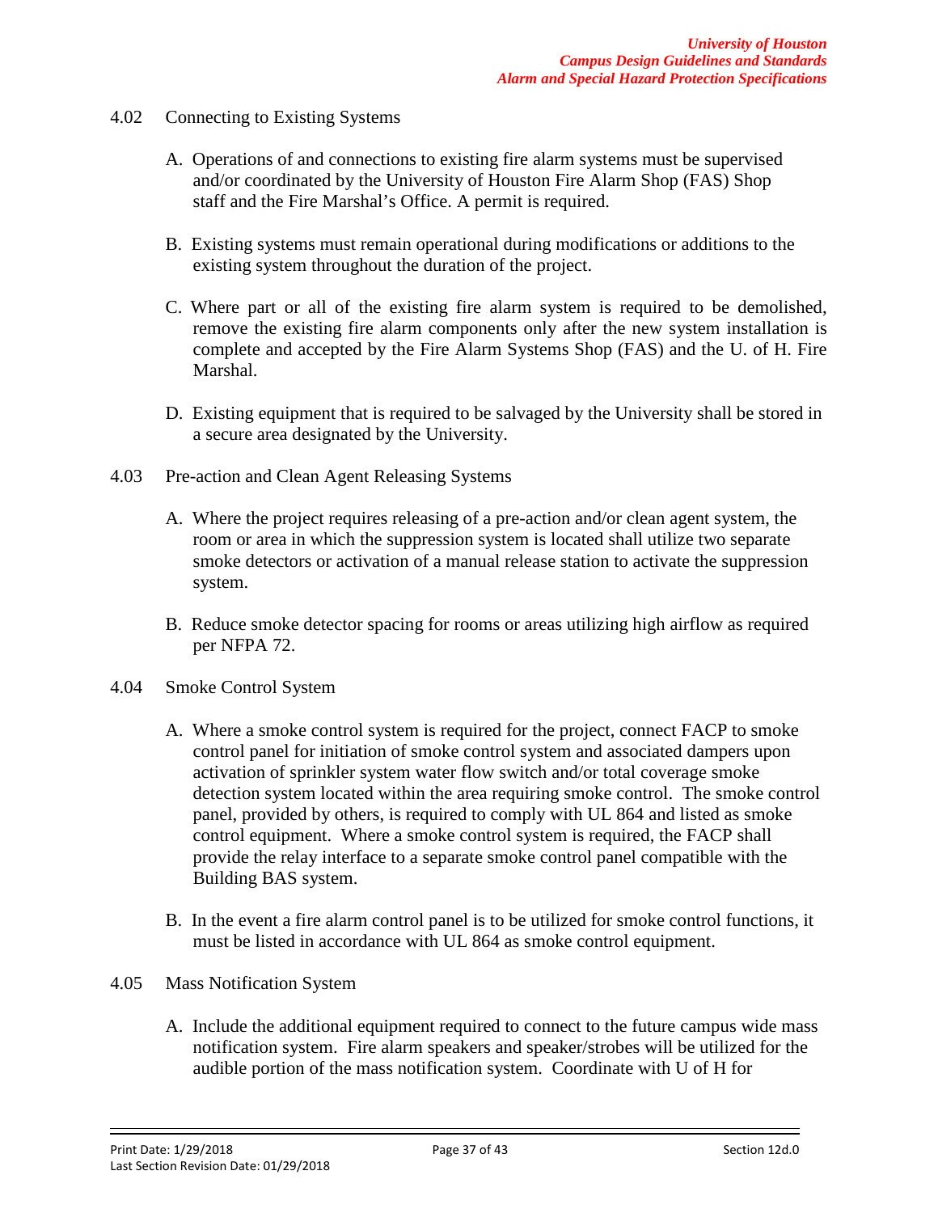4.02 Connecting to Existing Systems

A. Operations of and connections to existing fire alarm systems must be supervised and/or coordinated by the University of Houston Fire Alarm Shop (FAS) Shop staff and the Fire Marshal's Office. A permit is required.

B. Existing systems must remain operational during modifications or additions to the existing system throughout the duration of the project.

C. Where part or all of the existing fire alarm system is required to be demolished, remove the existing fire alarm components only after the new system installation is complete and accepted by the Fire Alarm Systems Shop (FAS) and the U. of H. Fire Marshal.

D. Existing equipment that is required to be salvaged by the University shall be stored in a secure area designated by the University.

4.03 Pre-action and Clean Agent Releasing Systems

A. Where the project requires releasing of a pre-action and/or clean agent system, the room or area in which the suppression system is located shall utilize two separate smoke detectors or activation of a manual release station to activate the suppression system.

B. Reduce smoke detector spacing for rooms or areas utilizing high airflow as required per NFPA 72.

4.04 Smoke Control System

A. Where a smoke control system is required for the project, connect FACP to smoke control panel for initiation of smoke control system and associated dampers upon activation of sprinkler system water flow switch and/or total coverage smoke detection system located within the area requiring smoke control. The smoke control panel, provided by others, is required to comply with UL 864 and listed as smoke control equipment. Where a smoke control system is required, the FACP shall provide the relay interface to a separate smoke control panel compatible with the Building BAS system.

B. In the event a fire alarm control panel is to be utilized for smoke control functions, it must be listed in accordance with UL 864 as smoke control equipment.

4.05 Mass Notification System

A. Include the additional equipment required to connect to the future campus wide mass notification system. Fire alarm speakers and speaker/strobes will be utilized for the audible portion of the mass notification system. Coordinate with U of H for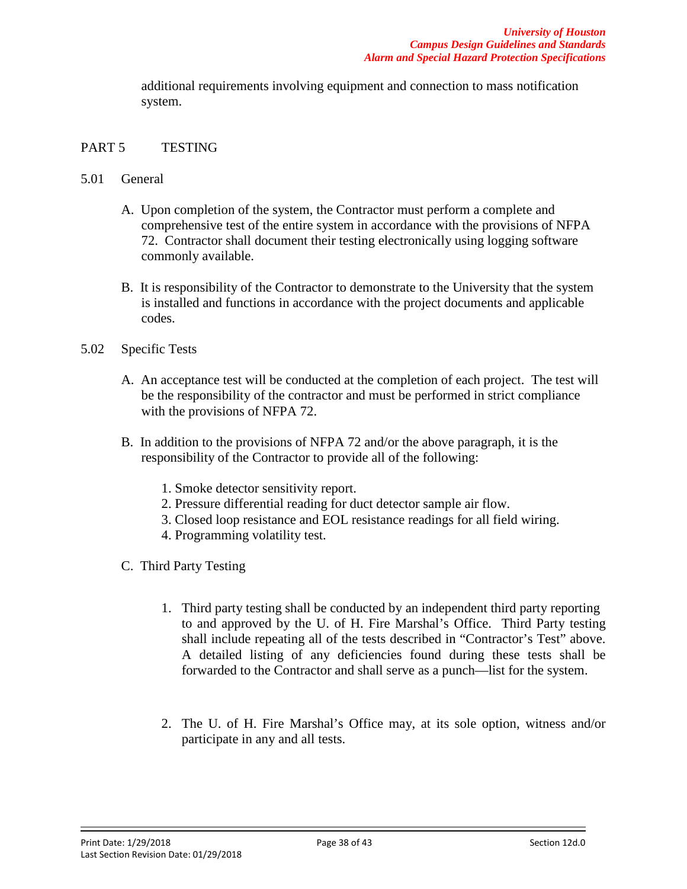additional requirements involving equipment and connection to mass notification system.

## PART 5 TESTING

### 5.01 General

A. Upon completion of the system, the Contractor must perform a complete and comprehensive test of the entire system in accordance with the provisions of NFPA 72. Contractor shall document their testing electronically using logging software commonly available.

B. It is responsibility of the Contractor to demonstrate to the University that the system is installed and functions in accordance with the project documents and applicable codes.

### 5.02 Specific Tests

A. An acceptance test will be conducted at the completion of each project. The test will be the responsibility of the contractor and must be performed in strict compliance with the provisions of NFPA 72.

B. In addition to the provisions of NFPA 72 and/or the above paragraph, it is the responsibility of the Contractor to provide all of the following:

1. Smoke detector sensitivity report.
2. Pressure differential reading for duct detector sample air flow.
3. Closed loop resistance and EOL resistance readings for all field wiring.
4. Programming volatility test.

C. Third Party Testing

1. Third party testing shall be conducted by an independent third party reporting to and approved by the U. of H. Fire Marshal's Office. Third Party testing shall include repeating all of the tests described in "Contractor's Test" above. A detailed listing of any deficiencies found during these tests shall be forwarded to the Contractor and shall serve as a punch—list for the system.

2. The U. of H. Fire Marshal's Office may, at its sole option, witness and/or participate in any and all tests.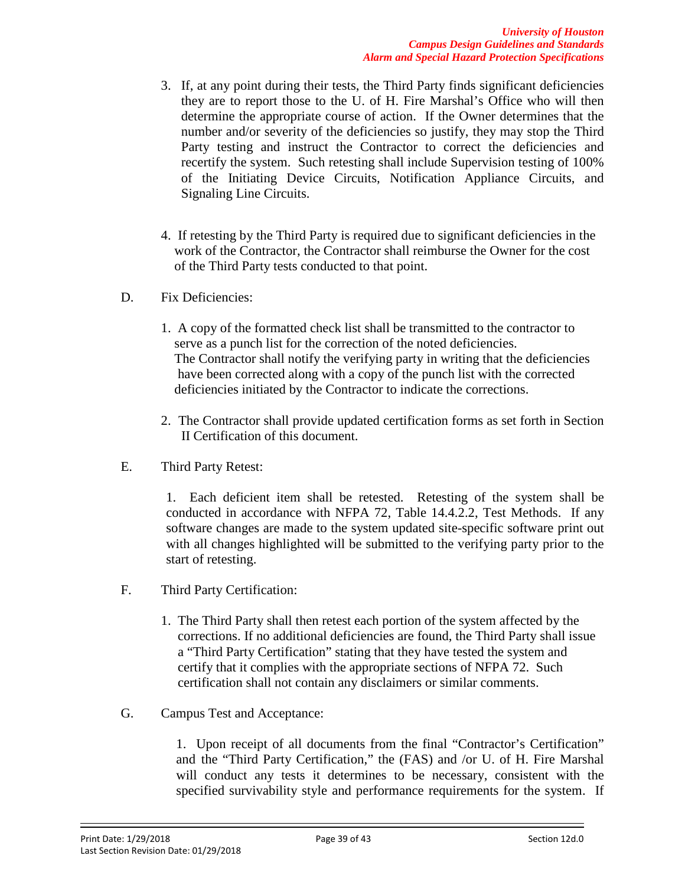3. If, at any point during their tests, the Third Party finds significant deficiencies they are to report those to the U. of H. Fire Marshal's Office who will then determine the appropriate course of action. If the Owner determines that the number and/or severity of the deficiencies so justify, they may stop the Third Party testing and instruct the Contractor to correct the deficiencies and recertify the system. Such retesting shall include Supervision testing of 100% of the Initiating Device Circuits, Notification Appliance Circuits, and Signaling Line Circuits.

4. If retesting by the Third Party is required due to significant deficiencies in the work of the Contractor, the Contractor shall reimburse the Owner for the cost of the Third Party tests conducted to that point.

D. Fix Deficiencies:

1. A copy of the formatted check list shall be transmitted to the contractor to serve as a punch list for the correction of the noted deficiencies. The Contractor shall notify the verifying party in writing that the deficiencies have been corrected along with a copy of the punch list with the corrected deficiencies initiated by the Contractor to indicate the corrections.

2. The Contractor shall provide updated certification forms as set forth in Section II Certification of this document.

E. Third Party Retest:

1. Each deficient item shall be retested. Retesting of the system shall be conducted in accordance with NFPA 72, Table 14.4.2.2, Test Methods. If any software changes are made to the system updated site-specific software print out with all changes highlighted will be submitted to the verifying party prior to the start of retesting.

F. Third Party Certification:

1. The Third Party shall then retest each portion of the system affected by the corrections. If no additional deficiencies are found, the Third Party shall issue a "Third Party Certification" stating that they have tested the system and certify that it complies with the appropriate sections of NFPA 72. Such certification shall not contain any disclaimers or similar comments.

G. Campus Test and Acceptance:

1. Upon receipt of all documents from the final "Contractor's Certification" and the "Third Party Certification," the (FAS) and /or U. of H. Fire Marshal will conduct any tests it determines to be necessary, consistent with the specified survivability style and performance requirements for the system. If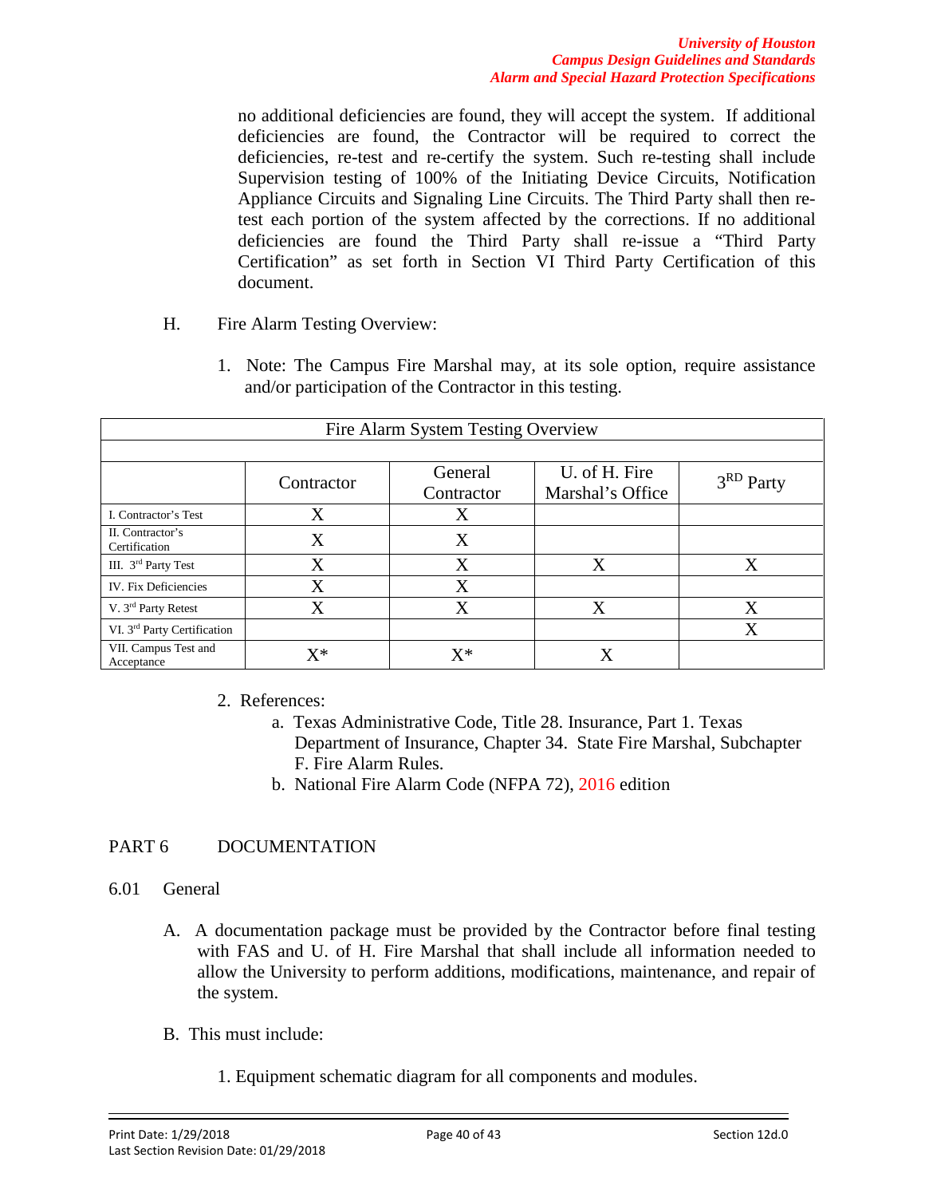no additional deficiencies are found, they will accept the system. If additional deficiencies are found, the Contractor will be required to correct the deficiencies, re-test and re-certify the system. Such re-testing shall include Supervision testing of 100% of the Initiating Device Circuits, Notification Appliance Circuits and Signaling Line Circuits. The Third Party shall then re-test each portion of the system affected by the corrections. If no additional deficiencies are found the Third Party shall re-issue a "Third Party Certification" as set forth in Section VI Third Party Certification of this document.

H. Fire Alarm Testing Overview:

1. Note: The Campus Fire Marshal may, at its sole option, require assistance and/or participation of the Contractor in this testing.

| Fire Alarm System Testing Overview | | | | |
|---|---|---|---|---|
| | Contractor | General Contractor | U. of H. Fire Marshal's Office | 3RD Party |
| I. Contractor's Test | X | X | | |
| II. Contractor's Certification | X | X | | |
| III. 3rd Party Test | X | X | X | X |
| IV. Fix Deficiencies | X | X | | |
| V. 3rd Party Retest | X | X | X | X |
| VI. 3rd Party Certification | | | | X |
| VII. Campus Test and Acceptance | X* | X* | X | |

2. References:
   a. Texas Administrative Code, Title 28. Insurance, Part 1. Texas Department of Insurance, Chapter 34. State Fire Marshal, Subchapter F. Fire Alarm Rules.
   b. National Fire Alarm Code (NFPA 72), 2016 edition

## PART 6 DOCUMENTATION

### 6.01 General

A. A documentation package must be provided by the Contractor before final testing with FAS and U. of H. Fire Marshal that shall include all information needed to allow the University to perform additions, modifications, maintenance, and repair of the system.

B. This must include:

1. Equipment schematic diagram for all components and modules.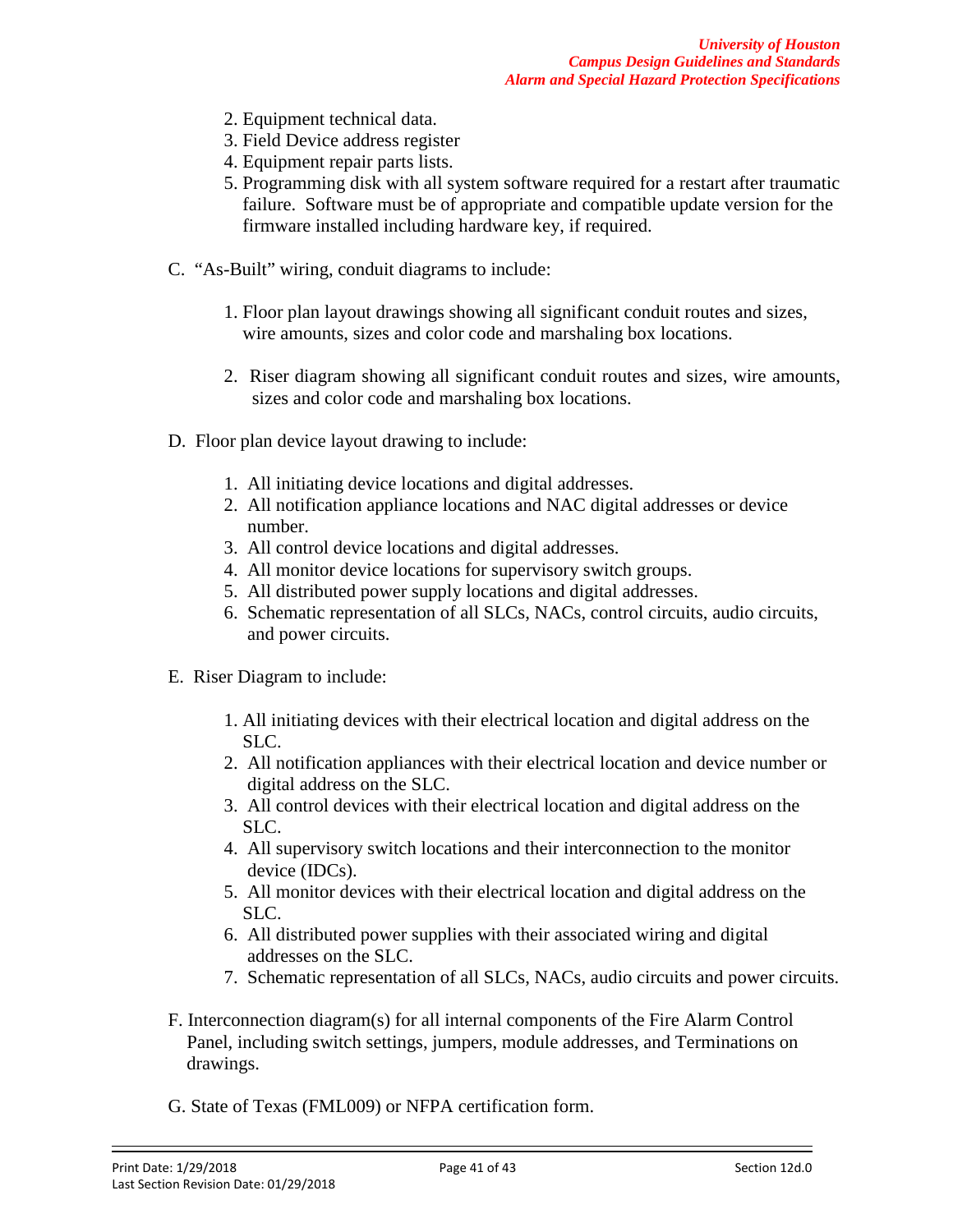2. Equipment technical data.
3. Field Device address register
4. Equipment repair parts lists.
5. Programming disk with all system software required for a restart after traumatic failure. Software must be of appropriate and compatible update version for the firmware installed including hardware key, if required.

C. "As-Built" wiring, conduit diagrams to include:

1. Floor plan layout drawings showing all significant conduit routes and sizes, wire amounts, sizes and color code and marshaling box locations.

2. Riser diagram showing all significant conduit routes and sizes, wire amounts, sizes and color code and marshaling box locations.

D. Floor plan device layout drawing to include:

1. All initiating device locations and digital addresses.
2. All notification appliance locations and NAC digital addresses or device number.
3. All control device locations and digital addresses.
4. All monitor device locations for supervisory switch groups.
5. All distributed power supply locations and digital addresses.
6. Schematic representation of all SLCs, NACs, control circuits, audio circuits, and power circuits.

E. Riser Diagram to include:

1. All initiating devices with their electrical location and digital address on the SLC.
2. All notification appliances with their electrical location and device number or digital address on the SLC.
3. All control devices with their electrical location and digital address on the SLC.
4. All supervisory switch locations and their interconnection to the monitor device (IDCs).
5. All monitor devices with their electrical location and digital address on the SLC.
6. All distributed power supplies with their associated wiring and digital addresses on the SLC.
7. Schematic representation of all SLCs, NACs, audio circuits and power circuits.

F. Interconnection diagram(s) for all internal components of the Fire Alarm Control Panel, including switch settings, jumpers, module addresses, and Terminations on drawings.

G. State of Texas (FML009) or NFPA certification form.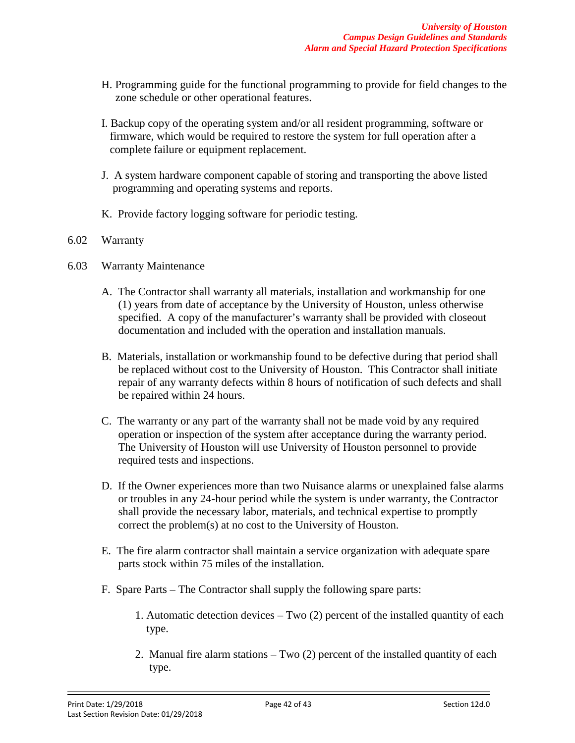H. Programming guide for the functional programming to provide for field changes to the zone schedule or other operational features.

I. Backup copy of the operating system and/or all resident programming, software or firmware, which would be required to restore the system for full operation after a complete failure or equipment replacement.

J. A system hardware component capable of storing and transporting the above listed programming and operating systems and reports.

K. Provide factory logging software for periodic testing.

6.02 Warranty

6.03 Warranty Maintenance

A. The Contractor shall warranty all materials, installation and workmanship for one (1) years from date of acceptance by the University of Houston, unless otherwise specified. A copy of the manufacturer's warranty shall be provided with closeout documentation and included with the operation and installation manuals.

B. Materials, installation or workmanship found to be defective during that period shall be replaced without cost to the University of Houston. This Contractor shall initiate repair of any warranty defects within 8 hours of notification of such defects and shall be repaired within 24 hours.

C. The warranty or any part of the warranty shall not be made void by any required operation or inspection of the system after acceptance during the warranty period. The University of Houston will use University of Houston personnel to provide required tests and inspections.

D. If the Owner experiences more than two Nuisance alarms or unexplained false alarms or troubles in any 24-hour period while the system is under warranty, the Contractor shall provide the necessary labor, materials, and technical expertise to promptly correct the problem(s) at no cost to the University of Houston.

E. The fire alarm contractor shall maintain a service organization with adequate spare parts stock within 75 miles of the installation.

F. Spare Parts – The Contractor shall supply the following spare parts:

1. Automatic detection devices – Two (2) percent of the installed quantity of each type.

2. Manual fire alarm stations – Two (2) percent of the installed quantity of each type.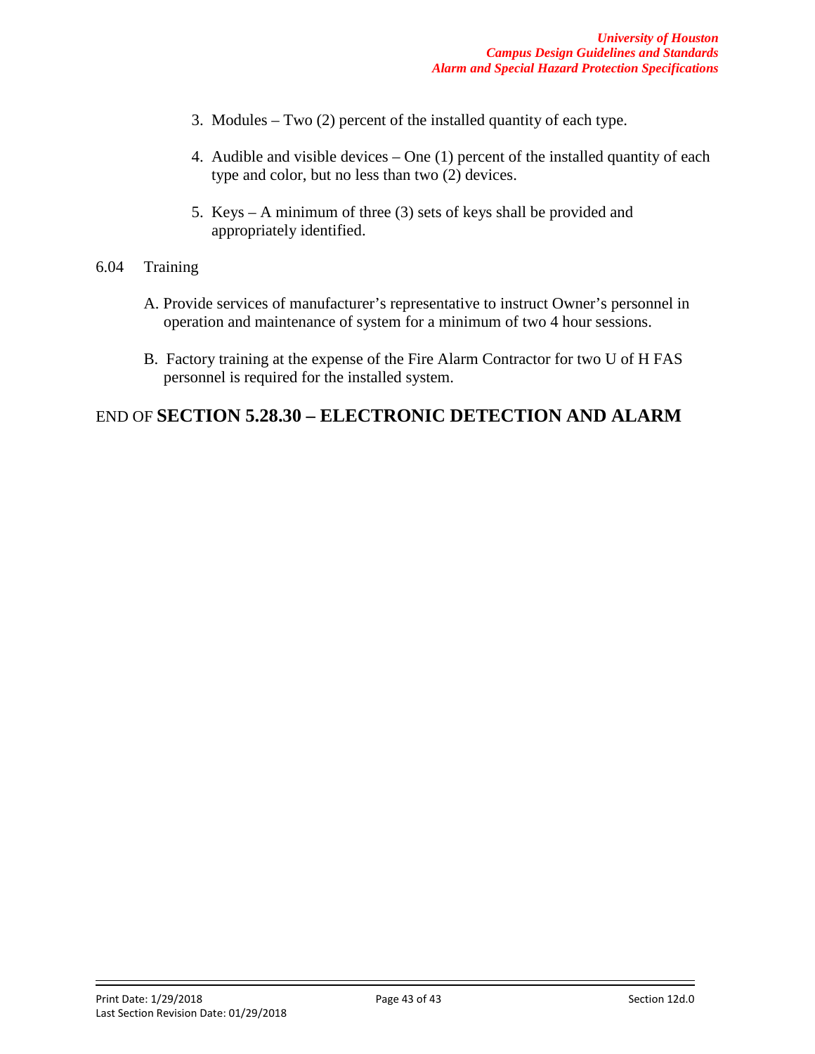3. Modules – Two (2) percent of the installed quantity of each type.

4. Audible and visible devices – One (1) percent of the installed quantity of each type and color, but no less than two (2) devices.

5. Keys – A minimum of three (3) sets of keys shall be provided and appropriately identified.

6.04 Training

A. Provide services of manufacturer's representative to instruct Owner's personnel in operation and maintenance of system for a minimum of two 4 hour sessions.

B. Factory training at the expense of the Fire Alarm Contractor for two U of H FAS personnel is required for the installed system.

END OF **SECTION 5.28.30 – ELECTRONIC DETECTION AND ALARM**